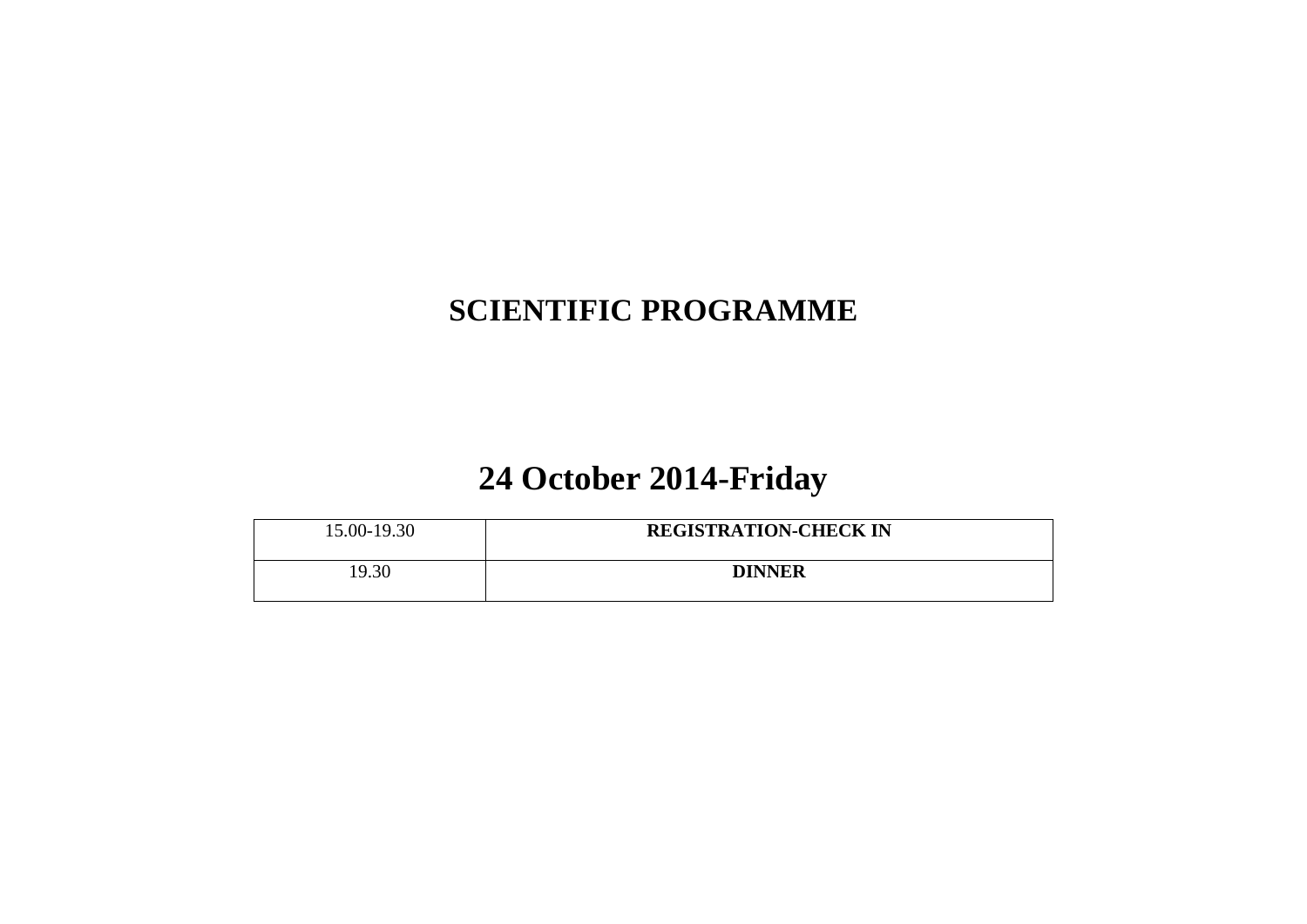# SCIENTIFIC PROGRAMME

## 24 October 2014-Friday

| | |
|---|---|
| 15.00-19.30 | **REGISTRATION-CHECK IN** |
| 19.30 | **DINNER** |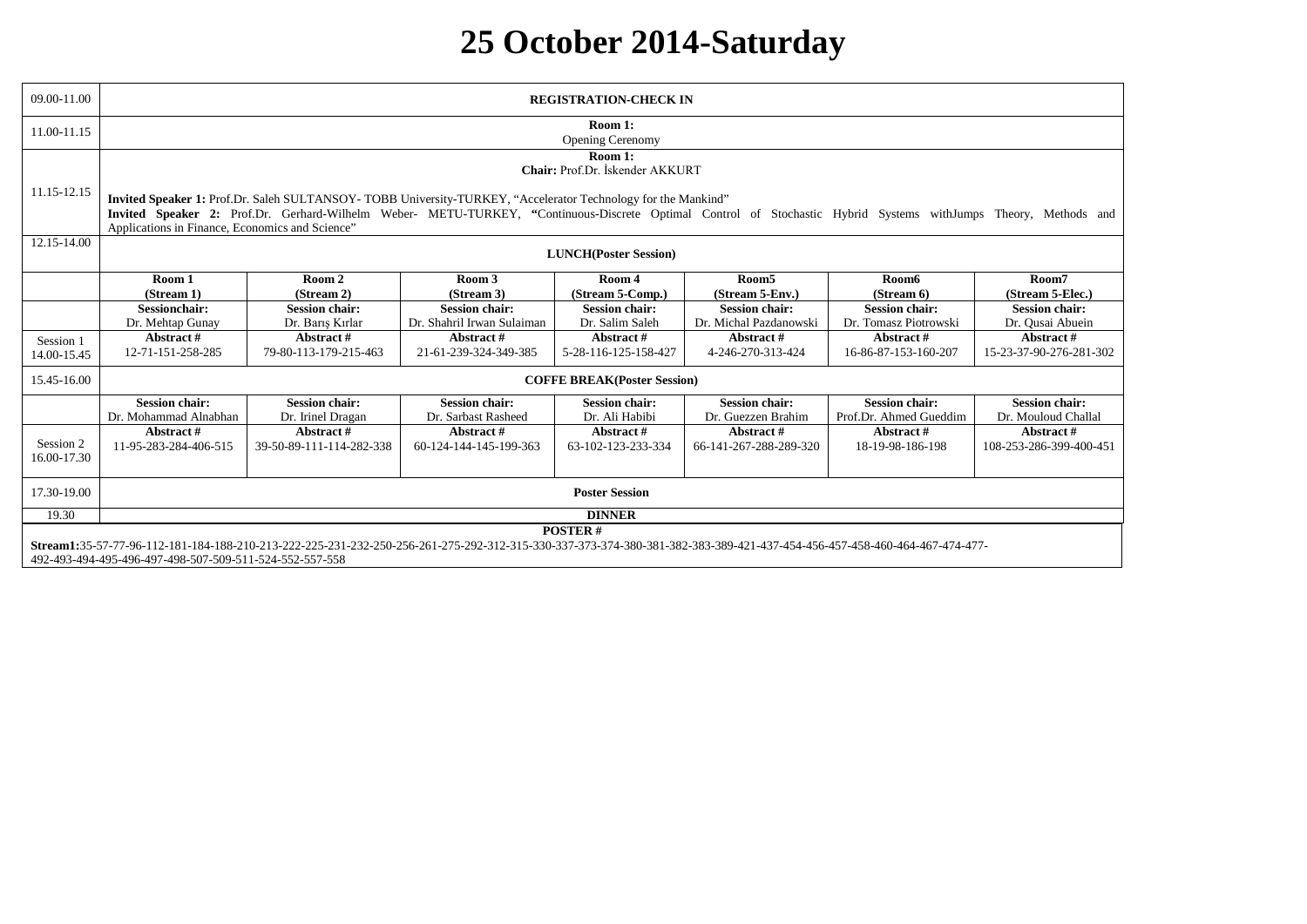# 25 October 2014-Saturday

| | | | | | | | |
|---|---|---|---|---|---|---|---|
| 09.00-11.00 | **REGISTRATION-CHECK IN** | | | | | | |
| 11.00-11.15 | **Room 1:** Opening Cerenomy | | | | | | |
| 11.15-12.15 | **Room 1:** **Chair:** Prof.Dr. İskender AKKURT **Invited Speaker 1:** Prof.Dr. Saleh SULTANSOY- TOBB University-TURKEY, "Accelerator Technology for the Mankind" **Invited Speaker 2:** Prof.Dr. Gerhard-Wilhelm Weber- METU-TURKEY, **"**Continuous-Discrete Optimal Control of Stochastic Hybrid Systems withJumps Theory, Methods and Applications in Finance, Economics and Science" | | | | | | |
| 12.15-14.00 | **LUNCH(Poster Session)** | | | | | | |
| | **Room 1 (Stream 1)** | **Room 2 (Stream 2)** | **Room 3 (Stream 3)** | **Room 4 (Stream 5-Comp.)** | **Room5 (Stream 5-Env.)** | **Room6 (Stream 6)** | **Room7 (Stream 5-Elec.)** |
| | **Sessionchair:** Dr. Mehtap Gunay | **Session chair:** Dr. Barış Kırlar | **Session chair:** Dr. Shahril Irwan Sulaiman | **Session chair:** Dr. Salim Saleh | **Session chair:** Dr. Michal Pazdanowski | **Session chair:** Dr. Tomasz Piotrowski | **Session chair:** Dr. Qusai Abuein |
| Session 1 14.00-15.45 | **Abstract #** 12-71-151-258-285 | **Abstract #** 79-80-113-179-215-463 | **Abstract #** 21-61-239-324-349-385 | **Abstract #** 5-28-116-125-158-427 | **Abstract #** 4-246-270-313-424 | **Abstract #** 16-86-87-153-160-207 | **Abstract #** 15-23-37-90-276-281-302 |
| 15.45-16.00 | **COFFE BREAK(Poster Session)** | | | | | | |
| | **Session chair:** Dr. Mohammad Alnabhan | **Session chair:** Dr. Irinel Dragan | **Session chair:** Dr. Sarbast Rasheed | **Session chair:** Dr. Ali Habibi | **Session chair:** Dr. Guezzen Brahim | **Session chair:** Prof.Dr. Ahmed Gueddim | **Session chair:** Dr. Mouloud Challal |
| Session 2 16.00-17.30 | **Abstract #** 11-95-283-284-406-515 | **Abstract #** 39-50-89-111-114-282-338 | **Abstract #** 60-124-144-145-199-363 | **Abstract #** 63-102-123-233-334 | **Abstract #** 66-141-267-288-289-320 | **Abstract #** 18-19-98-186-198 | **Abstract #** 108-253-286-399-400-451 |
| 17.30-19.00 | **Poster Session** | | | | | | |
| 19.30 | **DINNER** | | | | | | |

**POSTER #**

**Stream1:**35-57-77-96-112-181-184-188-210-213-222-225-231-232-250-256-261-275-292-312-315-330-337-373-374-380-381-382-383-389-421-437-454-456-457-458-460-464-467-474-477-492-493-494-495-496-497-498-507-509-511-524-552-557-558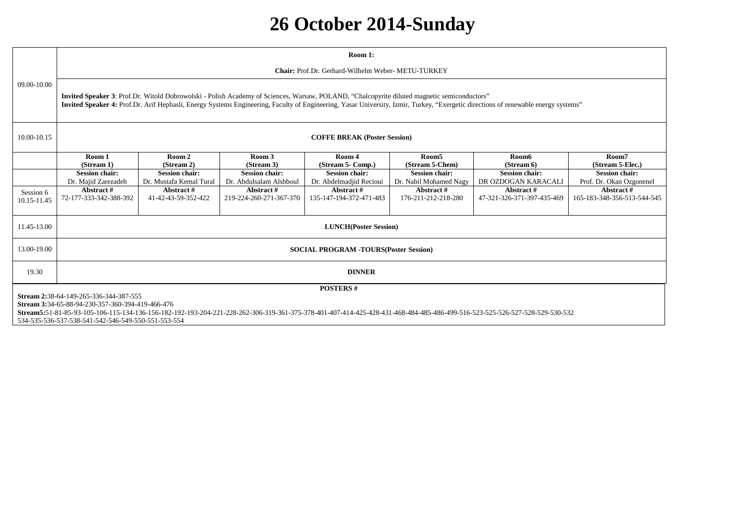# 26 October 2014-Sunday

| | | | | | | | |
|---|---|---|---|---|---|---|---|
| 09.00-10.00 | **Room 1:** **Chair:** Prof.Dr. Gerhard-Wilhelm Weber- METU-TURKEY | | | | | | |
| | **Invited Speaker 3**: Prof.Dr. Witold Dobrowolski - Polish Academy of Sciences, Warsaw, POLAND, “Chalcopyrite diluted magnetic semiconductors” **Invited Speaker 4:** Prof.Dr. Arif Hepbasli, Energy Systems Engineering, Faculty of Engineering, Yasar University, Izmir, Turkey, “Exergetic directions of renewable energy systems” | | | | | | |
| 10.00-10.15 | **COFFE BREAK (Poster Session)** | | | | | | |
| | **Room 1 (Stream 1)** | **Room 2 (Stream 2)** | **Room 3 (Stream 3)** | **Room 4 (Stream 5- Comp.)** | **Room5 (Stream 5-Chem)** | **Room6 (Stream 6)** | **Room7 (Stream 5-Elec.)** |
| | **Session chair:** Dr. Majid Zarezadeh | **Session chair:** Dr. Mustafa Kemal Tural | **Session chair:** Dr. Abdulsalam Alshboul | **Session chair:** Dr. Abdelmadjid Recioui | **Session chair:** Dr. Nabil Mohamed Nagy | **Session chair:** DR OZDOGAN KARACALI | **Session chair:** Prof. Dr. Okan Ozgonenel |
| Session 6 10.15-11.45 | **Abstract #** 72-177-333-342-388-392 | **Abstract #** 41-42-43-59-352-422 | **Abstract #** 219-224-260-271-367-370 | **Abstract #** 135-147-194-372-471-483 | **Abstract #** 176-211-212-218-280 | **Abstract #** 47-321-326-371-397-435-469 | **Abstract #** 165-183-348-356-513-544-545 |
| 11.45-13.00 | **LUNCH(Poster Session)** | | | | | | |
| 13.00-19.00 | **SOCIAL PROGRAM -TOURS(Poster Session)** | | | | | | |
| 19.30 | **DINNER** | | | | | | |

**POSTERS #**

**Stream 2:**38-64-149-265-336-344-387-555
**Stream 3:**34-65-88-94-230-357-360-394-419-466-476
**Stream5:**51-81-85-93-105-106-115-134-136-156-182-192-193-204-221-228-262-306-319-361-375-378-401-407-414-425-428-431-468-484-485-486-499-516-523-525-526-527-528-529-530-532
534-535-536-537-538-541-542-546-549-550-551-553-554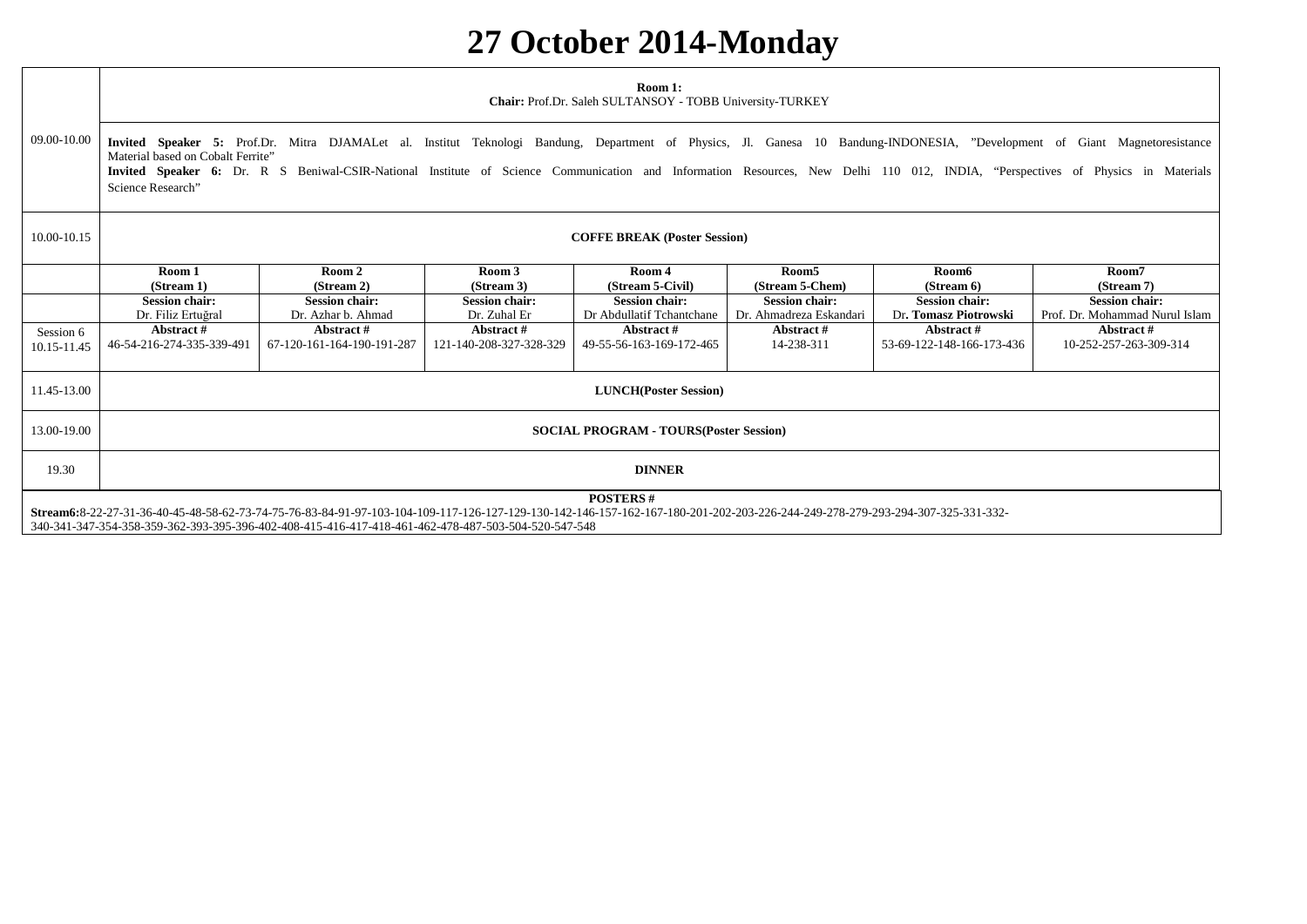# 27 October 2014-Monday

| | | | | | | | |
|---|---|---|---|---|---|---|---|
| 09.00-10.00 | **Room 1:** **Chair:** Prof.Dr. Saleh SULTANSOY - TOBB University-TURKEY<br><br>**Invited Speaker 5:** Prof.Dr. Mitra DJAMALet al. Institut Teknologi Bandung, Department of Physics, Jl. Ganesa 10 Bandung-INDONESIA, ”Development of Giant Magnetoresistance Material based on Cobalt Ferrite”<br>**Invited Speaker 6:** Dr. R S Beniwal-CSIR-National Institute of Science Communication and Information Resources, New Delhi 110 012, INDIA, “Perspectives of Physics in Materials Science Research” | | | | | | |
| 10.00-10.15 | **COFFE BREAK (Poster Session)** | | | | | | |
| | **Room 1 (Stream 1)** | **Room 2 (Stream 2)** | **Room 3 (Stream 3)** | **Room 4 (Stream 5-Civil)** | **Room5 (Stream 5-Chem)** | **Room6 (Stream 6)** | **Room7 (Stream 7)** |
| | **Session chair:** Dr. Filiz Ertuğral | **Session chair:** Dr. Azhar b. Ahmad | **Session chair:** Dr. Zuhal Er | **Session chair:** Dr Abdullatif Tchantchane | **Session chair:** Dr. Ahmadreza Eskandari | **Session chair:** Dr. **Tomasz Piotrowski** | **Session chair:** Prof. Dr. Mohammad Nurul Islam |
| Session 6 10.15-11.45 | **Abstract #** 46-54-216-274-335-339-491 | **Abstract #** 67-120-161-164-190-191-287 | **Abstract #** 121-140-208-327-328-329 | **Abstract #** 49-55-56-163-169-172-465 | **Abstract #** 14-238-311 | **Abstract #** 53-69-122-148-166-173-436 | **Abstract #** 10-252-257-263-309-314 |
| 11.45-13.00 | **LUNCH(Poster Session)** | | | | | | |
| 13.00-19.00 | **SOCIAL PROGRAM - TOURS(Poster Session)** | | | | | | |
| 19.30 | **DINNER** | | | | | | |

**POSTERS #**

**Stream6:**8-22-27-31-36-40-45-48-58-62-73-74-75-76-83-84-91-97-103-104-109-117-126-127-129-130-142-146-157-162-167-180-201-202-203-226-244-249-278-279-293-294-307-325-331-332-340-341-347-354-358-359-362-393-395-396-402-408-415-416-417-418-461-462-478-487-503-504-520-547-548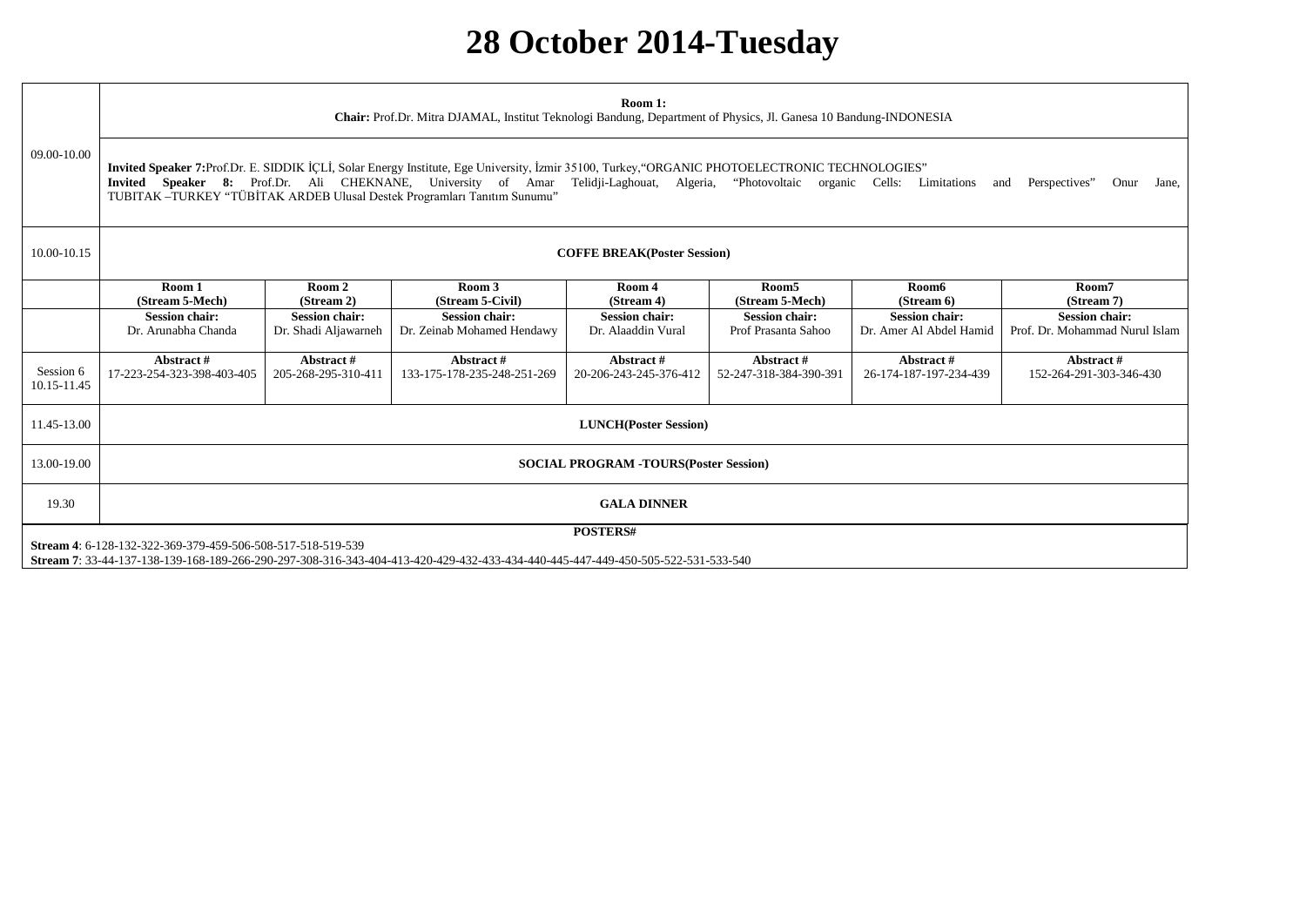# 28 October 2014-Tuesday

| | | | | | | | |
|---|---|---|---|---|---|---|---|
| 09.00-10.00 | **Room 1:** **Chair:** Prof.Dr. Mitra DJAMAL, Institut Teknologi Bandung, Department of Physics, Jl. Ganesa 10 Bandung-INDONESIA | | | | | | |
| | **Invited Speaker 7:**Prof.Dr. E. SIDDIK İÇLİ, Solar Energy Institute, Ege University, İzmir 35100, Turkey,"ORGANIC PHOTOELECTRONIC TECHNOLOGIES" **Invited Speaker 8:** Prof.Dr. Ali CHEKNANE, University of Amar Telidji-Laghouat, Algeria, "Photovoltaic organic Cells: Limitations and Perspectives" Onur Jane, TUBITAK –TURKEY "TÜBİTAK ARDEB Ulusal Destek Programları Tanıtım Sunumu" | | | | | | |
| 10.00-10.15 | **COFFE BREAK(Poster Session)** | | | | | | |
| | **Room 1 (Stream 5-Mech)** | **Room 2 (Stream 2)** | **Room 3 (Stream 5-Civil)** | **Room 4 (Stream 4)** | **Room5 (Stream 5-Mech)** | **Room6 (Stream 6)** | **Room7 (Stream 7)** |
| | **Session chair:** Dr. Arunabha Chanda | **Session chair:** Dr. Shadi Aljawarneh | **Session chair:** Dr. Zeinab Mohamed Hendawy | **Session chair:** Dr. Alaaddin Vural | **Session chair:** Prof Prasanta Sahoo | **Session chair:** Dr. Amer Al Abdel Hamid | **Session chair:** Prof. Dr. Mohammad Nurul Islam |
| Session 6 10.15-11.45 | **Abstract #** 17-223-254-323-398-403-405 | **Abstract #** 205-268-295-310-411 | **Abstract #** 133-175-178-235-248-251-269 | **Abstract #** 20-206-243-245-376-412 | **Abstract #** 52-247-318-384-390-391 | **Abstract #** 26-174-187-197-234-439 | **Abstract #** 152-264-291-303-346-430 |
| 11.45-13.00 | **LUNCH(Poster Session)** | | | | | | |
| 13.00-19.00 | **SOCIAL PROGRAM -TOURS(Poster Session)** | | | | | | |
| 19.30 | **GALA DINNER** | | | | | | |

**POSTERS#**

**Stream 4**: 6-128-132-322-369-379-459-506-508-517-518-519-539

**Stream 7**: 33-44-137-138-139-168-189-266-290-297-308-316-343-404-413-420-429-432-433-434-440-445-447-449-450-505-522-531-533-540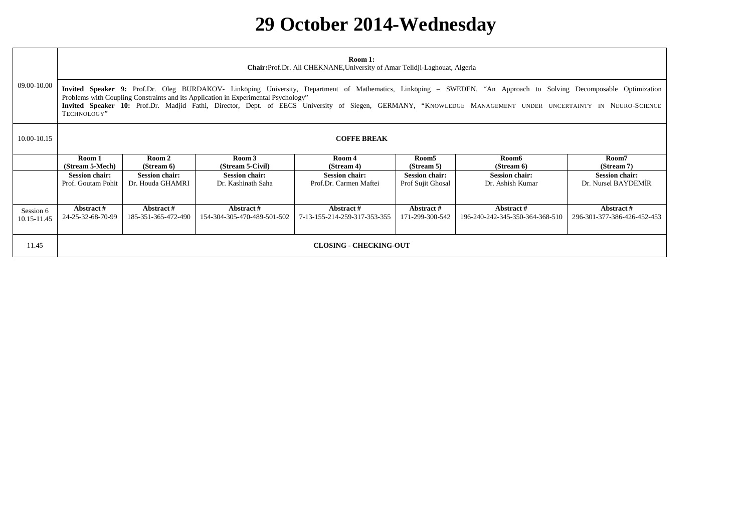# 29 October 2014-Wednesday

| | | | | | | | |
|---|---|---|---|---|---|---|---|
| 09.00-10.00 | **Room 1:**<br>**Chair:**Prof.Dr. Ali CHEKNANE,University of Amar Telidji-Laghouat, Algeria | | | | | | |
| | **Invited Speaker 9:** Prof.Dr. Oleg BURDAKOV- Linköping University, Department of Mathematics, Linköping – SWEDEN, "An Approach to Solving Decomposable Optimization Problems with Coupling Constraints and its Application in Experimental Psychology"<br>**Invited Speaker 10:** Prof.Dr. Madjid Fathi, Director, Dept. of EECS University of Siegen, GERMANY, "KNOWLEDGE MANAGEMENT UNDER UNCERTAINTY IN NEURO-SCIENCE TECHNOLOGY" | | | | | | |
| 10.00-10.15 | **COFFE BREAK** | | | | | | |
| | **Room 1 (Stream 5-Mech)** | **Room 2 (Stream 6)** | **Room 3 (Stream 5-Civil)** | **Room 4 (Stream 4)** | **Room5 (Stream 5)** | **Room6 (Stream 6)** | **Room7 (Stream 7)** |
| | **Session chair:** Prof. Goutam Pohit | **Session chair:** Dr. Houda GHAMRI | **Session chair:** Dr. Kashinath Saha | **Session chair:** Prof.Dr. Carmen Maftei | **Session chair:** Prof Sujit Ghosal | **Session chair:** Dr. Ashish Kumar | **Session chair:** Dr. Nursel BAYDEMİR |
| Session 6 10.15-11.45 | **Abstract #** 24-25-32-68-70-99 | **Abstract #** 185-351-365-472-490 | **Abstract #** 154-304-305-470-489-501-502 | **Abstract #** 7-13-155-214-259-317-353-355 | **Abstract #** 171-299-300-542 | **Abstract #** 196-240-242-345-350-364-368-510 | **Abstract #** 296-301-377-386-426-452-453 |
| 11.45 | **CLOSING - CHECKING-OUT** | | | | | | |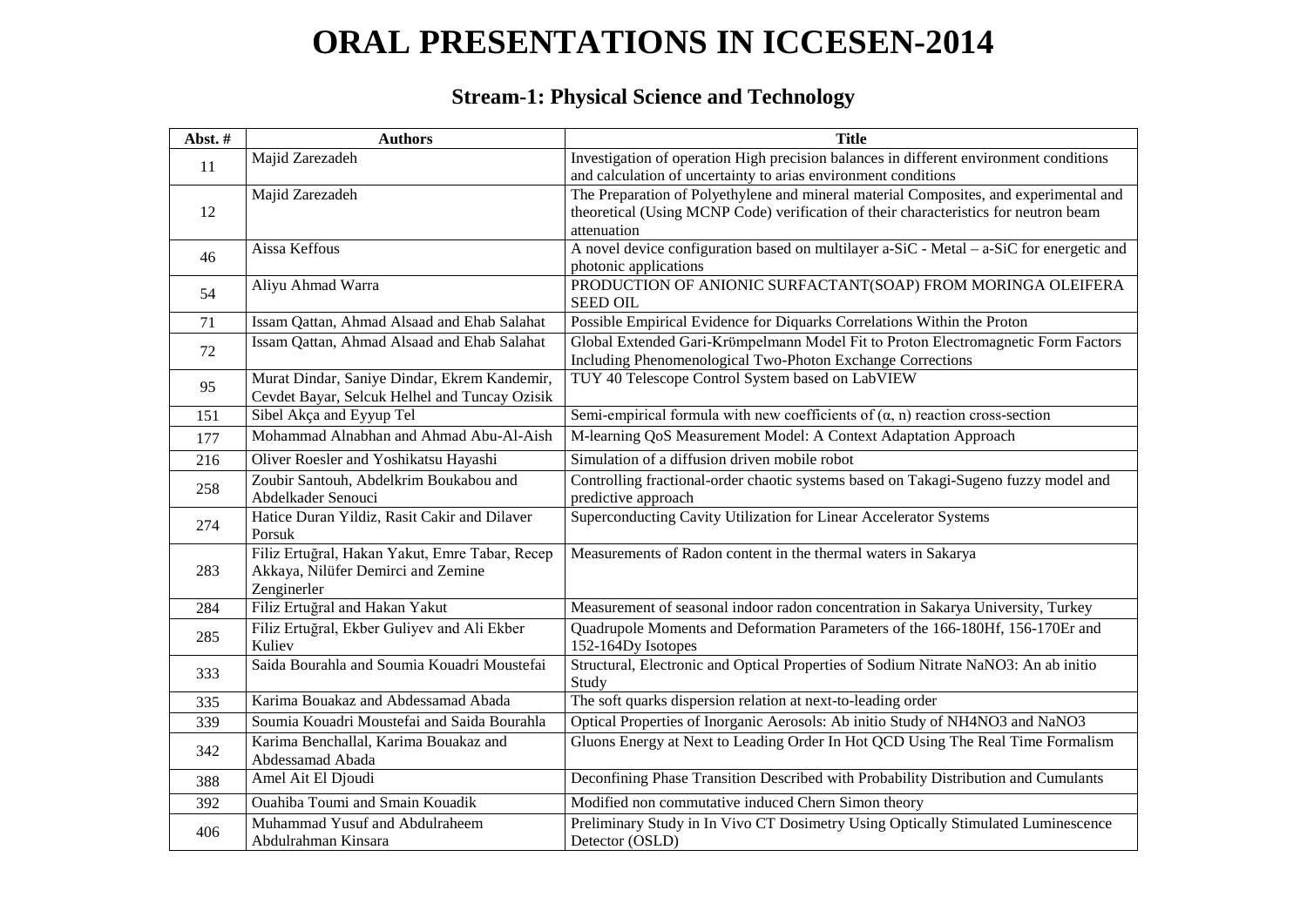# ORAL PRESENTATIONS IN ICCESEN-2014

## Stream-1: Physical Science and Technology

| Abst. # | Authors | Title |
|---|---|---|
| 11 | Majid Zarezadeh | Investigation of operation High precision balances in different environment conditions and calculation of uncertainty to arias environment conditions |
| 12 | Majid Zarezadeh | The Preparation of Polyethylene and mineral material Composites, and experimental and theoretical (Using MCNP Code) verification of their characteristics for neutron beam attenuation |
| 46 | Aissa Keffous | A novel device configuration based on multilayer a-SiC - Metal – a-SiC for energetic and photonic applications |
| 54 | Aliyu Ahmad Warra | PRODUCTION OF ANIONIC SURFACTANT(SOAP) FROM MORINGA OLEIFERA SEED OIL |
| 71 | Issam Qattan, Ahmad Alsaad and Ehab Salahat | Possible Empirical Evidence for Diquarks Correlations Within the Proton |
| 72 | Issam Qattan, Ahmad Alsaad and Ehab Salahat | Global Extended Gari-Krümpelmann Model Fit to Proton Electromagnetic Form Factors Including Phenomenological Two-Photon Exchange Corrections |
| 95 | Murat Dindar, Saniye Dindar, Ekrem Kandemir, Cevdet Bayar, Selcuk Helhel and Tuncay Ozisik | TUY 40 Telescope Control System based on LabVIEW |
| 151 | Sibel Akça and Eyyup Tel | Semi-empirical formula with new coefficients of (α, n) reaction cross-section |
| 177 | Mohammad Alnabhan and Ahmad Abu-Al-Aish | M-learning QoS Measurement Model: A Context Adaptation Approach |
| 216 | Oliver Roesler and Yoshikatsu Hayashi | Simulation of a diffusion driven mobile robot |
| 258 | Zoubir Santouh, Abdelkrim Boukabou and Abdelkader Senouci | Controlling fractional-order chaotic systems based on Takagi-Sugeno fuzzy model and predictive approach |
| 274 | Hatice Duran Yildiz, Rasit Cakir and Dilaver Porsuk | Superconducting Cavity Utilization for Linear Accelerator Systems |
| 283 | Filiz Ertuğral, Hakan Yakut, Emre Tabar, Recep Akkaya, Nilüfer Demirci and Zemine Zenginerler | Measurements of Radon content in the thermal waters in Sakarya |
| 284 | Filiz Ertuğral and Hakan Yakut | Measurement of seasonal indoor radon concentration in Sakarya University, Turkey |
| 285 | Filiz Ertuğral, Ekber Guliyev and Ali Ekber Kuliev | Quadrupole Moments and Deformation Parameters of the 166-180Hf, 156-170Er and 152-164Dy Isotopes |
| 333 | Saida Bourahla and Soumia Kouadri Moustefai | Structural, Electronic and Optical Properties of Sodium Nitrate NaNO3: An ab initio Study |
| 335 | Karima Bouakaz and Abdessamad Abada | The soft quarks dispersion relation at next-to-leading order |
| 339 | Soumia Kouadri Moustefai and Saida Bourahla | Optical Properties of Inorganic Aerosols: Ab initio Study of NH4NO3 and NaNO3 |
| 342 | Karima Benchallal, Karima Bouakaz and Abdessamad Abada | Gluons Energy at Next to Leading Order In Hot QCD Using The Real Time Formalism |
| 388 | Amel Ait El Djoudi | Deconfining Phase Transition Described with Probability Distribution and Cumulants |
| 392 | Ouahiba Toumi and Smain Kouadik | Modified non commutative induced Chern Simon theory |
| 406 | Muhammad Yusuf and Abdulraheem Abdulrahman Kinsara | Preliminary Study in In Vivo CT Dosimetry Using Optically Stimulated Luminescence Detector (OSLD) |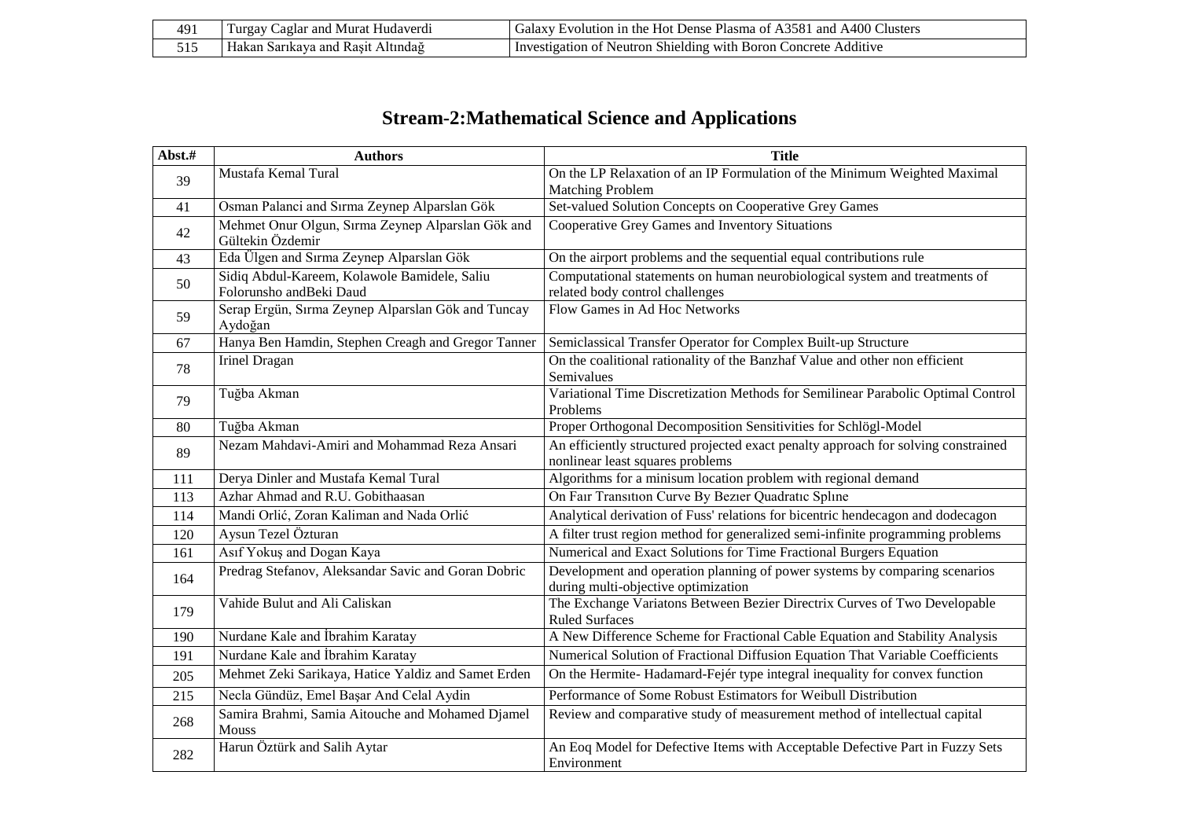| 491 | Turgay Caglar and Murat Hudaverdi | Galaxy Evolution in the Hot Dense Plasma of A3581 and A400 Clusters |
|---|---|---|
| 515 | Hakan Sarıkaya and Raşit Altındağ | Investigation of Neutron Shielding with Boron Concrete Additive |

## Stream-2:Mathematical Science and Applications

| Abst.# | Authors | Title |
|---|---|---|
| 39 | Mustafa Kemal Tural | On the LP Relaxation of an IP Formulation of the Minimum Weighted Maximal Matching Problem |
| 41 | Osman Palanci and Sırma Zeynep Alparslan Gök | Set-valued Solution Concepts on Cooperative Grey Games |
| 42 | Mehmet Onur Olgun, Sırma Zeynep Alparslan Gök and Gültekin Özdemir | Cooperative Grey Games and Inventory Situations |
| 43 | Eda Ülgen and Sırma Zeynep Alparslan Gök | On the airport problems and the sequential equal contributions rule |
| 50 | Sidiq Abdul-Kareem, Kolawole Bamidele, Saliu Folorunsho andBeki Daud | Computational statements on human neurobiological system and treatments of related body control challenges |
| 59 | Serap Ergün, Sırma Zeynep Alparslan Gök and Tuncay Aydoğan | Flow Games in Ad Hoc Networks |
| 67 | Hanya Ben Hamdin, Stephen Creagh and Gregor Tanner | Semiclassical Transfer Operator for Complex Built-up Structure |
| 78 | Irinel Dragan | On the coalitional rationality of the Banzhaf Value and other non efficient Semivalues |
| 79 | Tuğba Akman | Variational Time Discretization Methods for Semilinear Parabolic Optimal Control Problems |
| 80 | Tuğba Akman | Proper Orthogonal Decomposition Sensitivities for Schlögl-Model |
| 89 | Nezam Mahdavi-Amiri and Mohammad Reza Ansari | An efficiently structured projected exact penalty approach for solving constrained nonlinear least squares problems |
| 111 | Derya Dinler and Mustafa Kemal Tural | Algorithms for a minisum location problem with regional demand |
| 113 | Azhar Ahmad and R.U. Gobithaasan | On Faır Transıtıon Curve By Bezıer Quadratıc Splıne |
| 114 | Mandi Orlić, Zoran Kaliman and Nada Orlić | Analytical derivation of Fuss' relations for bicentric hendecagon and dodecagon |
| 120 | Aysun Tezel Özturan | A filter trust region method for generalized semi-infinite programming problems |
| 161 | Asıf Yokuş and Dogan Kaya | Numerical and Exact Solutions for Time Fractional Burgers Equation |
| 164 | Predrag Stefanov, Aleksandar Savic and Goran Dobric | Development and operation planning of power systems by comparing scenarios during multi-objective optimization |
| 179 | Vahide Bulut and Ali Caliskan | The Exchange Variatons Between Bezier Directrix Curves of Two Developable Ruled Surfaces |
| 190 | Nurdane Kale and İbrahim Karatay | A New Difference Scheme for Fractional Cable Equation and Stability Analysis |
| 191 | Nurdane Kale and İbrahim Karatay | Numerical Solution of Fractional Diffusion Equation That Variable Coefficients |
| 205 | Mehmet Zeki Sarikaya, Hatice Yaldiz and Samet Erden | On the Hermite- Hadamard-Fejér type integral inequality for convex function |
| 215 | Necla Gündüz, Emel Başar And Celal Aydin | Performance of Some Robust Estimators for Weibull Distribution |
| 268 | Samira Brahmi, Samia Aitouche and Mohamed Djamel Mouss | Review and comparative study of measurement method of intellectual capital |
| 282 | Harun Öztürk and Salih Aytar | An Eoq Model for Defective Items with Acceptable Defective Part in Fuzzy Sets Environment |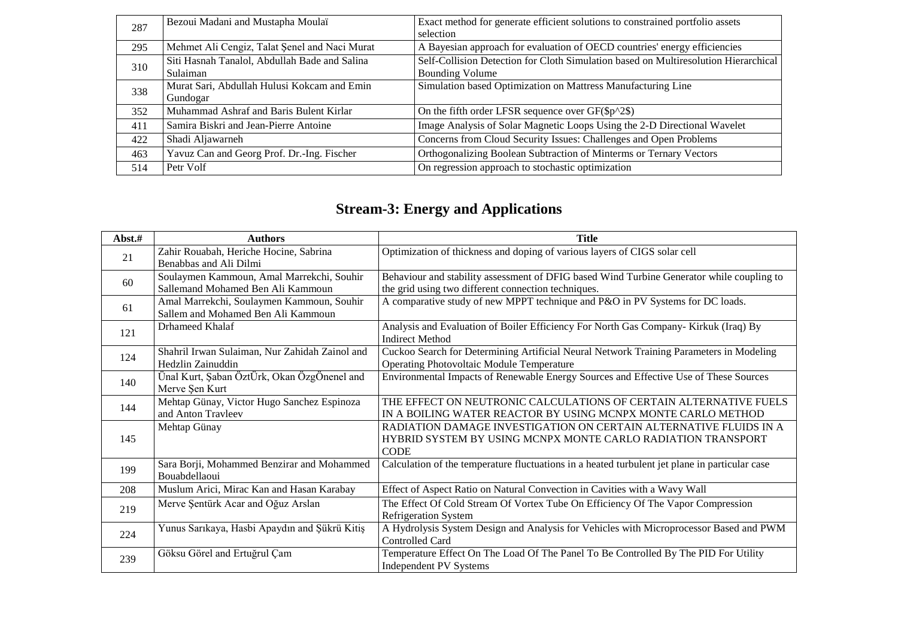| | | |
|---|---|---|
| 287 | Bezoui Madani and Mustapha Moulaï | Exact method for generate efficient solutions to constrained portfolio assets selection |
| 295 | Mehmet Ali Cengiz, Talat Şenel and Naci Murat | A Bayesian approach for evaluation of OECD countries' energy efficiencies |
| 310 | Siti Hasnah Tanalol, Abdullah Bade and Salina Sulaiman | Self-Collision Detection for Cloth Simulation based on Multiresolution Hierarchical Bounding Volume |
| 338 | Murat Sari, Abdullah Hulusi Kokcam and Emin Gundogar | Simulation based Optimization on Mattress Manufacturing Line |
| 352 | Muhammad Ashraf and Baris Bulent Kirlar | On the fifth order LFSR sequence over GF($p^2$) |
| 411 | Samira Biskri and Jean-Pierre Antoine | Image Analysis of Solar Magnetic Loops Using the 2-D Directional Wavelet |
| 422 | Shadi Aljawarneh | Concerns from Cloud Security Issues: Challenges and Open Problems |
| 463 | Yavuz Can and Georg Prof. Dr.-Ing. Fischer | Orthogonalizing Boolean Subtraction of Minterms or Ternary Vectors |
| 514 | Petr Volf | On regression approach to stochastic optimization |

## Stream-3: Energy and Applications

| Abst.# | Authors | Title |
|---|---|---|
| 21 | Zahir Rouabah, Heriche Hocine, Sabrina Benabbas and Ali Dilmi | Optimization of thickness and doping of various layers of CIGS solar cell |
| 60 | Soulaymen Kammoun, Amal Marrekchi, Souhir Sallemand Mohamed Ben Ali Kammoun | Behaviour and stability assessment of DFIG based Wind Turbine Generator while coupling to the grid using two different connection techniques. |
| 61 | Amal Marrekchi, Soulaymen Kammoun, Souhir Sallem and Mohamed Ben Ali Kammoun | A comparative study of new MPPT technique and P&O in PV Systems for DC loads. |
| 121 | Drhameed Khalaf | Analysis and Evaluation of Boiler Efficiency For North Gas Company- Kirkuk (Iraq) By Indirect Method |
| 124 | Shahril Irwan Sulaiman, Nur Zahidah Zainol and Hedzlin Zainuddin | Cuckoo Search for Determining Artificial Neural Network Training Parameters in Modeling Operating Photovoltaic Module Temperature |
| 140 | Ünal Kurt, Şaban ÖztÜrk, Okan ÖzgÖnenel and Merve Şen Kurt | Environmental Impacts of Renewable Energy Sources and Effective Use of These Sources |
| 144 | Mehtap Günay, Victor Hugo Sanchez Espinoza and Anton Travleev | THE EFFECT ON NEUTRONIC CALCULATIONS OF CERTAIN ALTERNATIVE FUELS IN A BOILING WATER REACTOR BY USING MCNPX MONTE CARLO METHOD |
| 145 | Mehtap Günay | RADIATION DAMAGE INVESTIGATION ON CERTAIN ALTERNATIVE FLUIDS IN A HYBRID SYSTEM BY USING MCNPX MONTE CARLO RADIATION TRANSPORT CODE |
| 199 | Sara Borji, Mohammed Benzirar and Mohammed Bouabdellaoui | Calculation of the temperature fluctuations in a heated turbulent jet plane in particular case |
| 208 | Muslum Arici, Mirac Kan and Hasan Karabay | Effect of Aspect Ratio on Natural Convection in Cavities with a Wavy Wall |
| 219 | Merve Şentürk Acar and Oğuz Arslan | The Effect Of Cold Stream Of Vortex Tube On Efficiency Of The Vapor Compression Refrigeration System |
| 224 | Yunus Sarıkaya, Hasbi Apaydın and Şükrü Kitiş | A Hydrolysis System Design and Analysis for Vehicles with Microprocessor Based and PWM Controlled Card |
| 239 | Göksu Görel and Ertuğrul Çam | Temperature Effect On The Load Of The Panel To Be Controlled By The PID For Utility Independent PV Systems |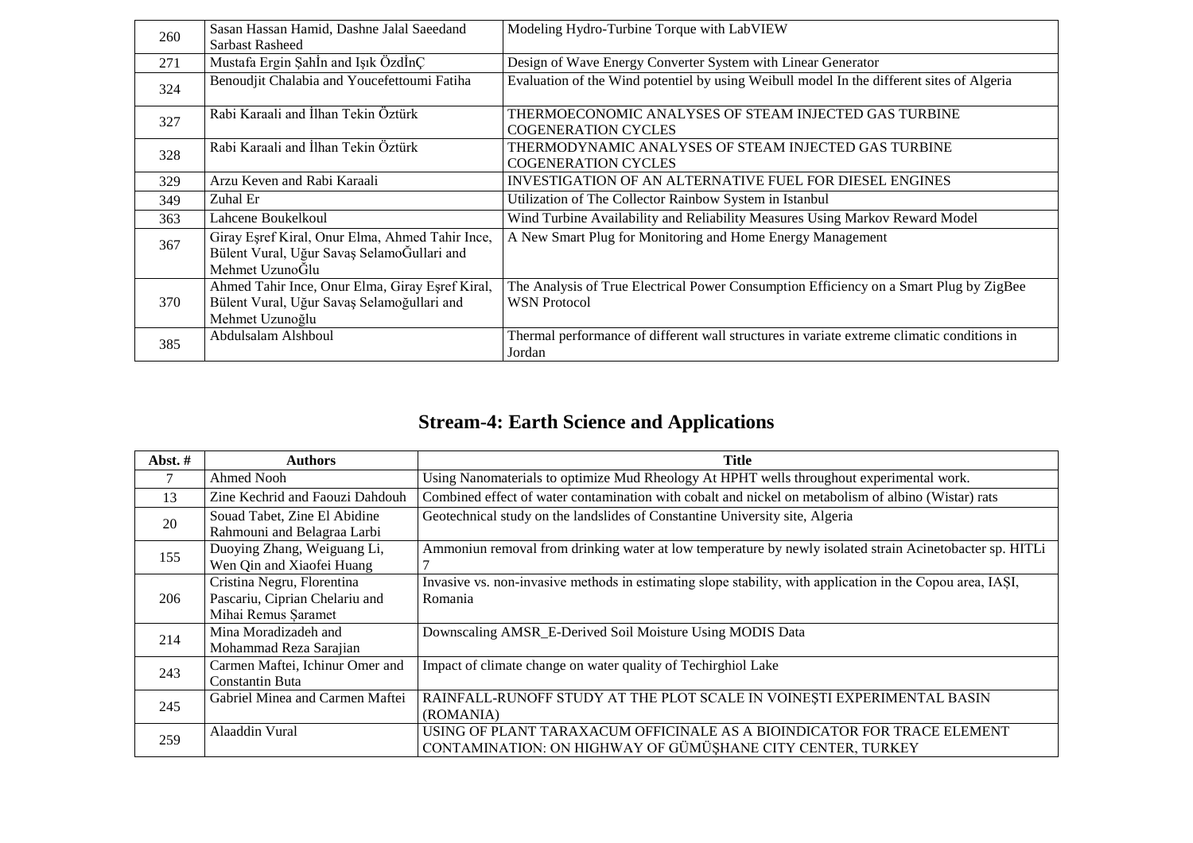| | | |
|---|---|---|
| 260 | Sasan Hassan Hamid, Dashne Jalal Saeedand Sarbast Rasheed | Modeling Hydro-Turbine Torque with LabVIEW |
| 271 | Mustafa Ergin Şahİn and Işık ÖzdİnÇ | Design of Wave Energy Converter System with Linear Generator |
| 324 | Benoudjit Chalabia and Youcefettoumi Fatiha | Evaluation of the Wind potentiel by using Weibull model In the different sites of Algeria |
| 327 | Rabi Karaali and İlhan Tekin Öztürk | THERMOECONOMIC ANALYSES OF STEAM INJECTED GAS TURBINE COGENERATION CYCLES |
| 328 | Rabi Karaali and İlhan Tekin Öztürk | THERMODYNAMIC ANALYSES OF STEAM INJECTED GAS TURBINE COGENERATION CYCLES |
| 329 | Arzu Keven and Rabi Karaali | INVESTIGATION OF AN ALTERNATIVE FUEL FOR DIESEL ENGINES |
| 349 | Zuhal Er | Utilization of The Collector Rainbow System in Istanbul |
| 363 | Lahcene Boukelkoul | Wind Turbine Availability and Reliability Measures Using Markov Reward Model |
| 367 | Giray Eşref Kiral, Onur Elma, Ahmed Tahir Ince, Bülent Vural, Uğur Savaş SelamoĞullari and Mehmet UzunoĞlu | A New Smart Plug for Monitoring and Home Energy Management |
| 370 | Ahmed Tahir Ince, Onur Elma, Giray Eşref Kiral, Bülent Vural, Uğur Savaş Selamoğullari and Mehmet Uzunoğlu | The Analysis of True Electrical Power Consumption Efficiency on a Smart Plug by ZigBee WSN Protocol |
| 385 | Abdulsalam Alshboul | Thermal performance of different wall structures in variate extreme climatic conditions in Jordan |

## Stream-4: Earth Science and Applications

| Abst. # | Authors | Title |
|---|---|---|
| 7 | Ahmed Nooh | Using Nanomaterials to optimize Mud Rheology At HPHT wells throughout experimental work. |
| 13 | Zine Kechrid and Faouzi Dahdouh | Combined effect of water contamination with cobalt and nickel on metabolism of albino (Wistar) rats |
| 20 | Souad Tabet, Zine El Abidine Rahmouni and Belagraa Larbi | Geotechnical study on the landslides of Constantine University site, Algeria |
| 155 | Duoying Zhang, Weiguang Li, Wen Qin and Xiaofei Huang | Ammoniun removal from drinking water at low temperature by newly isolated strain Acinetobacter sp. HITLi 7 |
| 206 | Cristina Negru, Florentina Pascariu, Ciprian Chelariu and Mihai Remus Șaramet | Invasive vs. non-invasive methods in estimating slope stability, with application in the Copou area, IAȘI, Romania |
| 214 | Mina Moradizadeh and Mohammad Reza Sarajian | Downscaling AMSR_E-Derived Soil Moisture Using MODIS Data |
| 243 | Carmen Maftei, Ichinur Omer and Constantin Buta | Impact of climate change on water quality of Techirghiol Lake |
| 245 | Gabriel Minea and Carmen Maftei | RAINFALL-RUNOFF STUDY AT THE PLOT SCALE IN VOINEŞTI EXPERIMENTAL BASIN (ROMANIA) |
| 259 | Alaaddin Vural | USING OF PLANT TARAXACUM OFFICINALE AS A BIOINDICATOR FOR TRACE ELEMENT CONTAMINATION: ON HIGHWAY OF GÜMÜŞHANE CITY CENTER, TURKEY |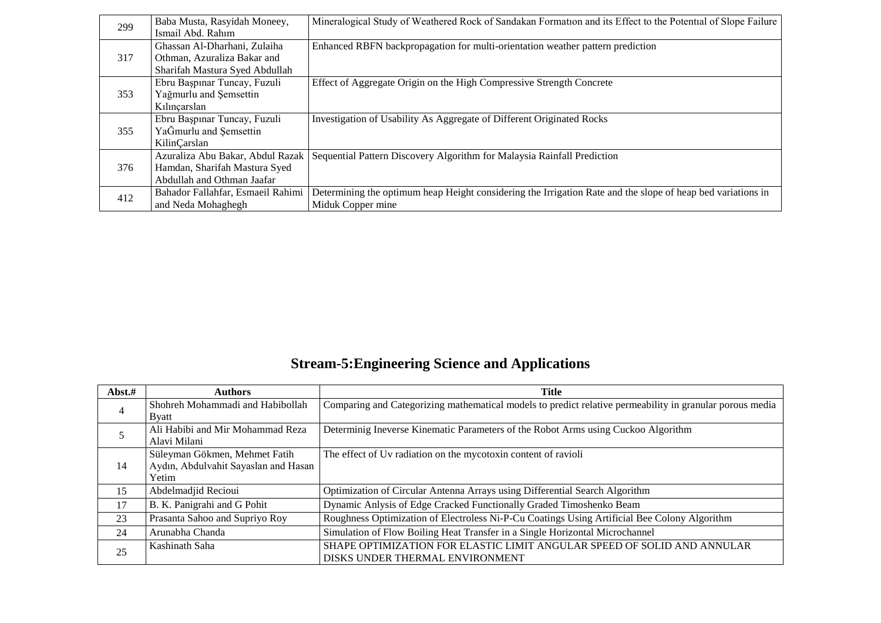| | | |
|---|---|---|
| 299 | Baba Musta, Rasyidah Moneey, Ismail Abd. Rahım | Mineralogical Study of Weathered Rock of Sandakan Formatıon and its Effect to the Potentıal of Slope Failure |
| 317 | Ghassan Al-Dharhani, Zulaiha Othman, Azuraliza Bakar and Sharifah Mastura Syed Abdullah | Enhanced RBFN backpropagation for multi-orientation weather pattern prediction |
| 353 | Ebru Başpınar Tuncay, Fuzuli Yağmurlu and Şemsettin Kılınçarslan | Effect of Aggregate Origin on the High Compressive Strength Concrete |
| 355 | Ebru Başpınar Tuncay, Fuzuli YaĞmurlu and Şemsettin KilinÇarslan | Investigation of Usability As Aggregate of Different Originated Rocks |
| 376 | Azuraliza Abu Bakar, Abdul Razak Hamdan, Sharifah Mastura Syed Abdullah and Othman Jaafar | Sequential Pattern Discovery Algorithm for Malaysia Rainfall Prediction |
| 412 | Bahador Fallahfar, Esmaeil Rahimi and Neda Mohaghegh | Determining the optimum heap Height considering the Irrigation Rate and the slope of heap bed variations in Miduk Copper mine |

## Stream-5:Engineering Science and Applications

| Abst.# | Authors | Title |
|---|---|---|
| 4 | Shohreh Mohammadi and Habibollah Byatt | Comparing and Categorizing mathematical models to predict relative permeability in granular porous media |
| 5 | Ali Habibi and Mir Mohammad Reza Alavi Milani | Determinig Ineverse Kinematic Parameters of the Robot Arms using Cuckoo Algorithm |
| 14 | Süleyman Gökmen, Mehmet Fatih Aydın, Abdulvahit Sayaslan and Hasan Yetim | The effect of Uv radiation on the mycotoxin content of ravioli |
| 15 | Abdelmadjid Recioui | Optimization of Circular Antenna Arrays using Differential Search Algorithm |
| 17 | B. K. Panigrahi and G Pohit | Dynamic Anlysis of Edge Cracked Functionally Graded Timoshenko Beam |
| 23 | Prasanta Sahoo and Supriyo Roy | Roughness Optimization of Electroless Ni-P-Cu Coatings Using Artificial Bee Colony Algorithm |
| 24 | Arunabha Chanda | Simulation of Flow Boiling Heat Transfer in a Single Horizontal Microchannel |
| 25 | Kashinath Saha | SHAPE OPTIMIZATION FOR ELASTIC LIMIT ANGULAR SPEED OF SOLID AND ANNULAR DISKS UNDER THERMAL ENVIRONMENT |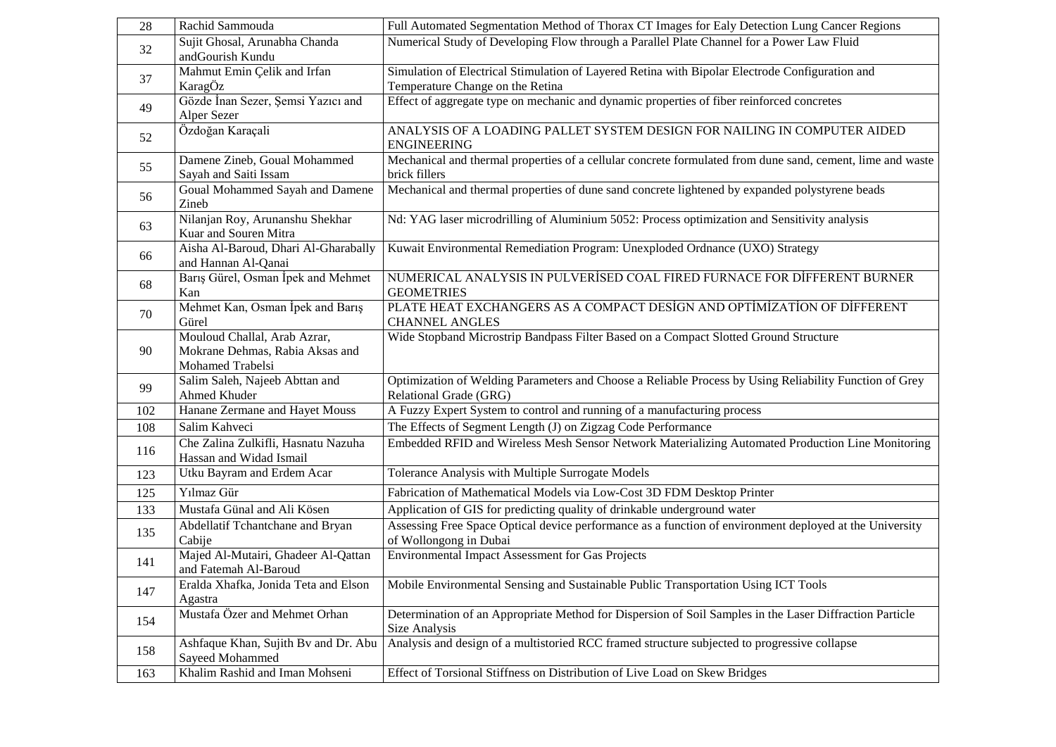| 28 | Rachid Sammouda | Full Automated Segmentation Method of Thorax CT Images for Ealy Detection Lung Cancer Regions |
|---|---|---|
| 32 | Sujit Ghosal, Arunabha Chanda andGourish Kundu | Numerical Study of Developing Flow through a Parallel Plate Channel for a Power Law Fluid |
| 37 | Mahmut Emin Çelik and Irfan KaragÖz | Simulation of Electrical Stimulation of Layered Retina with Bipolar Electrode Configuration and Temperature Change on the Retina |
| 49 | Gözde İnan Sezer, Şemsi Yazıcı and Alper Sezer | Effect of aggregate type on mechanic and dynamic properties of fiber reinforced concretes |
| 52 | Özdoğan Karaçali | ANALYSIS OF A LOADING PALLET SYSTEM DESIGN FOR NAILING IN COMPUTER AIDED ENGINEERING |
| 55 | Damene Zineb, Goual Mohammed Sayah and Saiti Issam | Mechanical and thermal properties of a cellular concrete formulated from dune sand, cement, lime and waste brick fillers |
| 56 | Goual Mohammed Sayah and Damene Zineb | Mechanical and thermal properties of dune sand concrete lightened by expanded polystyrene beads |
| 63 | Nilanjan Roy, Arunanshu Shekhar Kuar and Souren Mitra | Nd: YAG laser microdrilling of Aluminium 5052: Process optimization and Sensitivity analysis |
| 66 | Aisha Al-Baroud, Dhari Al-Gharabally and Hannan Al-Qanai | Kuwait Environmental Remediation Program: Unexploded Ordnance (UXO) Strategy |
| 68 | Barış Gürel, Osman İpek and Mehmet Kan | NUMERICAL ANALYSIS IN PULVERİSED COAL FIRED FURNACE FOR DİFFERENT BURNER GEOMETRIES |
| 70 | Mehmet Kan, Osman İpek and Barış Gürel | PLATE HEAT EXCHANGERS AS A COMPACT DESİGN AND OPTİMİZATİON OF DİFFERENT CHANNEL ANGLES |
| 90 | Mouloud Challal, Arab Azrar, Mokrane Dehmas, Rabia Aksas and Mohamed Trabelsi | Wide Stopband Microstrip Bandpass Filter Based on a Compact Slotted Ground Structure |
| 99 | Salim Saleh, Najeeb Abttan and Ahmed Khuder | Optimization of Welding Parameters and Choose a Reliable Process by Using Reliability Function of Grey Relational Grade (GRG) |
| 102 | Hanane Zermane and Hayet Mouss | A Fuzzy Expert System to control and running of a manufacturing process |
| 108 | Salim Kahveci | The Effects of Segment Length (J) on Zigzag Code Performance |
| 116 | Che Zalina Zulkifli, Hasnatu Nazuha Hassan and Widad Ismail | Embedded RFID and Wireless Mesh Sensor Network Materializing Automated Production Line Monitoring |
| 123 | Utku Bayram and Erdem Acar | Tolerance Analysis with Multiple Surrogate Models |
| 125 | Yılmaz Gür | Fabrication of Mathematical Models via Low-Cost 3D FDM Desktop Printer |
| 133 | Mustafa Günal and Ali Kösen | Application of GIS for predicting quality of drinkable underground water |
| 135 | Abdellatif Tchantchane and Bryan Cabije | Assessing Free Space Optical device performance as a function of environment deployed at the University of Wollongong in Dubai |
| 141 | Majed Al-Mutairi, Ghadeer Al-Qattan and Fatemah Al-Baroud | Environmental Impact Assessment for Gas Projects |
| 147 | Eralda Xhafka, Jonida Teta and Elson Agastra | Mobile Environmental Sensing and Sustainable Public Transportation Using ICT Tools |
| 154 | Mustafa Özer and Mehmet Orhan | Determination of an Appropriate Method for Dispersion of Soil Samples in the Laser Diffraction Particle Size Analysis |
| 158 | Ashfaque Khan, Sujith Bv and Dr. Abu Sayeed Mohammed | Analysis and design of a multistoried RCC framed structure subjected to progressive collapse |
| 163 | Khalim Rashid and Iman Mohseni | Effect of Torsional Stiffness on Distribution of Live Load on Skew Bridges |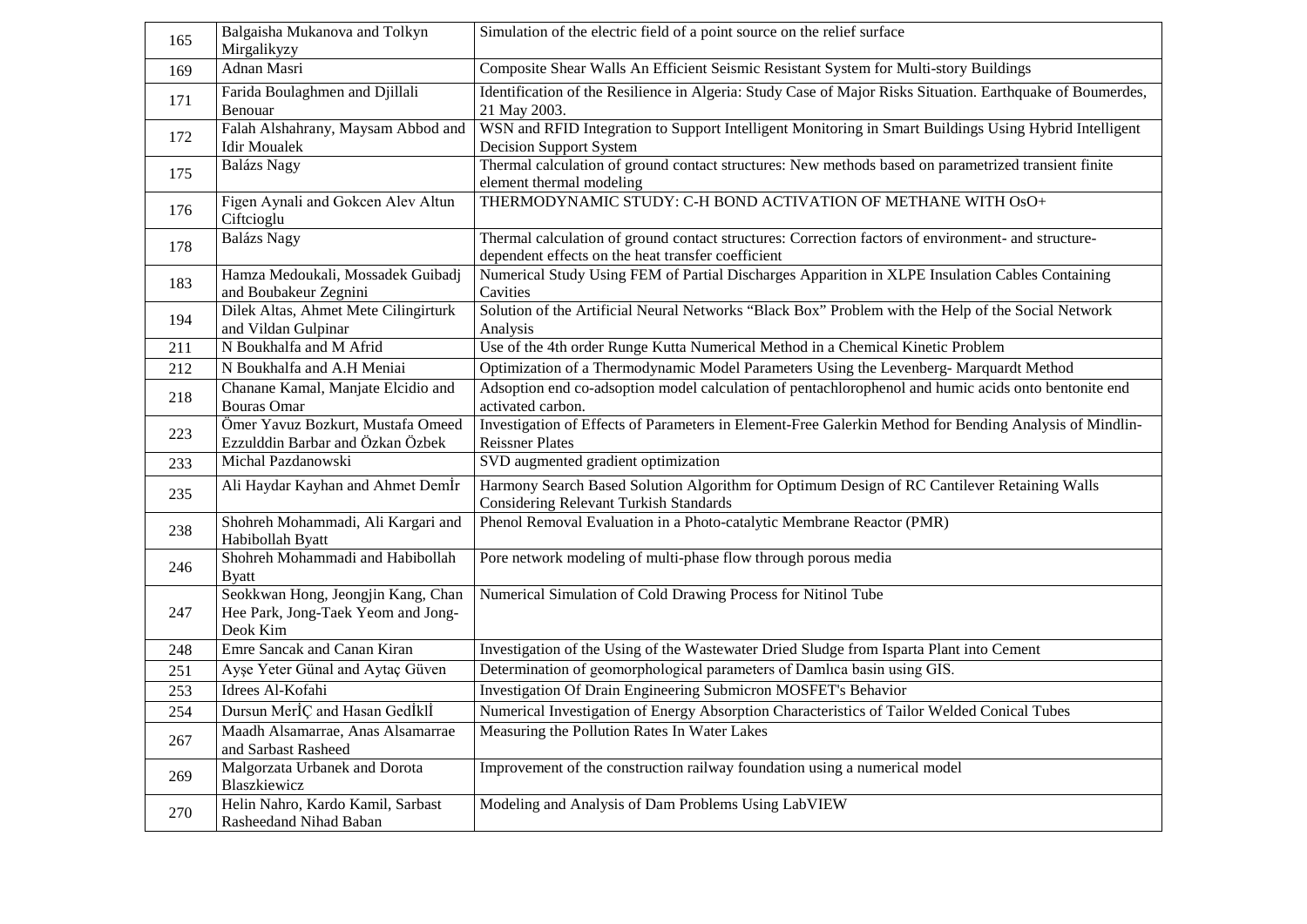| 165 | Balgaisha Mukanova and Tolkyn Mirgalikyzy | Simulation of the electric field of a point source on the relief surface |
|---|---|---|
| 169 | Adnan Masri | Composite Shear Walls An Efficient Seismic Resistant System for Multi-story Buildings |
| 171 | Farida Boulaghmen and Djillali Benouar | Identification of the Resilience in Algeria: Study Case of Major Risks Situation. Earthquake of Boumerdes, 21 May 2003. |
| 172 | Falah Alshahrany, Maysam Abbod and Idir Moualek | WSN and RFID Integration to Support Intelligent Monitoring in Smart Buildings Using Hybrid Intelligent Decision Support System |
| 175 | Balázs Nagy | Thermal calculation of ground contact structures: New methods based on parametrized transient finite element thermal modeling |
| 176 | Figen Aynali and Gokcen Alev Altun Ciftcioglu | THERMODYNAMIC STUDY: C-H BOND ACTIVATION OF METHANE WITH OsO+ |
| 178 | Balázs Nagy | Thermal calculation of ground contact structures: Correction factors of environment- and structure-dependent effects on the heat transfer coefficient |
| 183 | Hamza Medoukali, Mossadek Guibadj and Boubakeur Zegnini | Numerical Study Using FEM of Partial Discharges Apparition in XLPE Insulation Cables Containing Cavities |
| 194 | Dilek Altas, Ahmet Mete Cilingirturk and Vildan Gulpinar | Solution of the Artificial Neural Networks "Black Box" Problem with the Help of the Social Network Analysis |
| 211 | N Boukhalfa and M Afrid | Use of the 4th order Runge Kutta Numerical Method in a Chemical Kinetic Problem |
| 212 | N Boukhalfa and A.H Meniai | Optimization of a Thermodynamic Model Parameters Using the Levenberg- Marquardt Method |
| 218 | Chanane Kamal, Manjate Elcidio and Bouras Omar | Adsoption end co-adsoption model calculation of pentachlorophenol and humic acids onto bentonite end activated carbon. |
| 223 | Ömer Yavuz Bozkurt, Mustafa Omeed Ezzulddin Barbar and Özkan Özbek | Investigation of Effects of Parameters in Element-Free Galerkin Method for Bending Analysis of Mindlin-Reissner Plates |
| 233 | Michal Pazdanowski | SVD augmented gradient optimization |
| 235 | Ali Haydar Kayhan and Ahmet Demİr | Harmony Search Based Solution Algorithm for Optimum Design of RC Cantilever Retaining Walls Considering Relevant Turkish Standards |
| 238 | Shohreh Mohammadi, Ali Kargari and Habibollah Byatt | Phenol Removal Evaluation in a Photo-catalytic Membrane Reactor (PMR) |
| 246 | Shohreh Mohammadi and Habibollah Byatt | Pore network modeling of multi-phase flow through porous media |
| 247 | Seokkwan Hong, Jeongjin Kang, Chan Hee Park, Jong-Taek Yeom and Jong-Deok Kim | Numerical Simulation of Cold Drawing Process for Nitinol Tube |
| 248 | Emre Sancak and Canan Kiran | Investigation of the Using of the Wastewater Dried Sludge from Isparta Plant into Cement |
| 251 | Ayşe Yeter Günal and Aytaç Güven | Determination of geomorphological parameters of Damlıca basin using GIS. |
| 253 | Idrees Al-Kofahi | Investigation Of Drain Engineering Submicron MOSFET's Behavior |
| 254 | Dursun MerİÇ and Hasan GedİklĪ | Numerical Investigation of Energy Absorption Characteristics of Tailor Welded Conical Tubes |
| 267 | Maadh Alsamarrae, Anas Alsamarrae and Sarbast Rasheed | Measuring the Pollution Rates In Water Lakes |
| 269 | Malgorzata Urbanek and Dorota Blaszkiewicz | Improvement of the construction railway foundation using a numerical model |
| 270 | Helin Nahro, Kardo Kamil, Sarbast Rasheedand Nihad Baban | Modeling and Analysis of Dam Problems Using LabVIEW |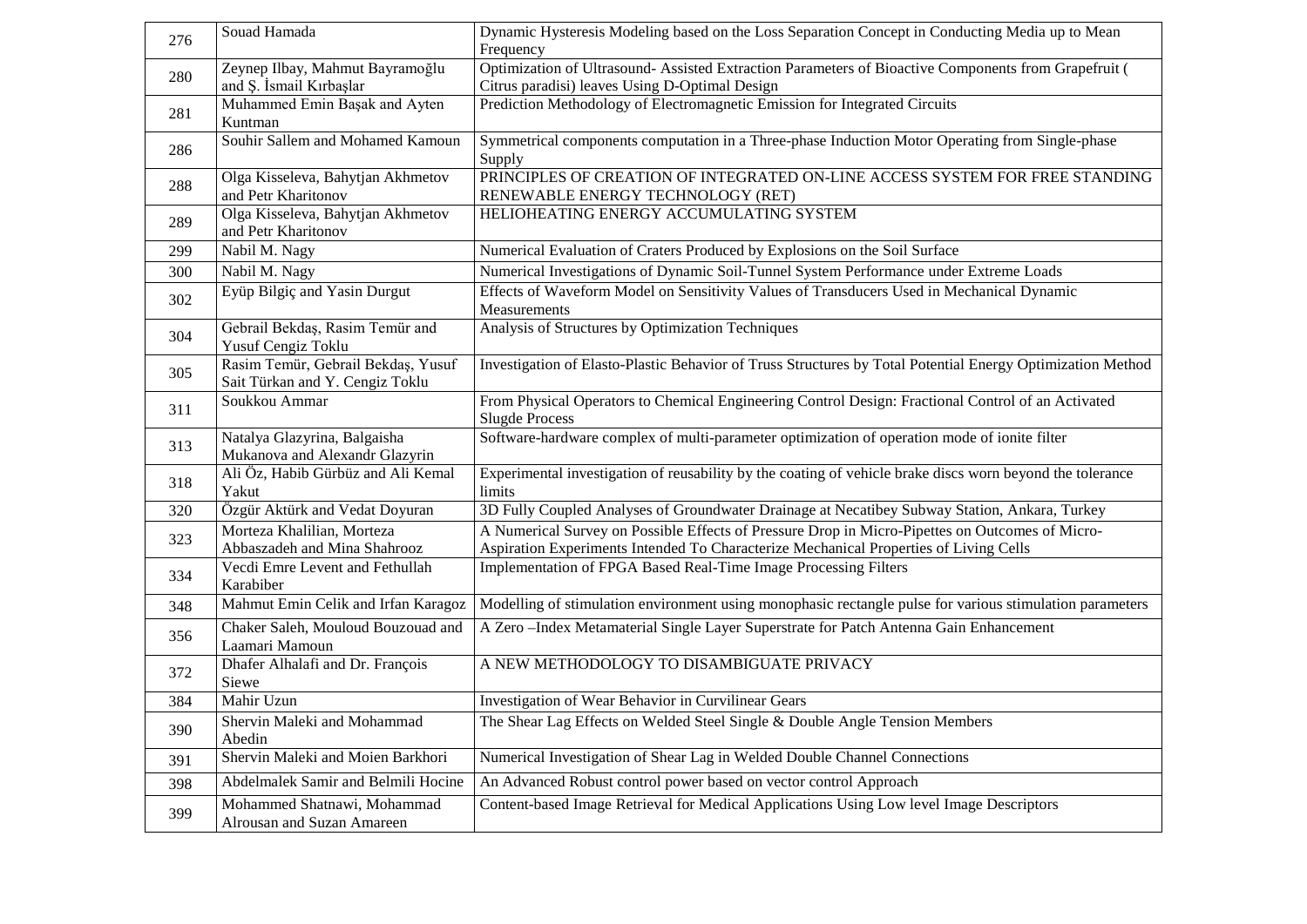| 276 | Souad Hamada | Dynamic Hysteresis Modeling based on the Loss Separation Concept in Conducting Media up to Mean Frequency |
|---|---|---|
| 280 | Zeynep Ilbay, Mahmut Bayramoğlu and Ş. İsmail Kırbaşlar | Optimization of Ultrasound- Assisted Extraction Parameters of Bioactive Components from Grapefruit ( Citrus paradisi) leaves Using D-Optimal Design |
| 281 | Muhammed Emin Başak and Ayten Kuntman | Prediction Methodology of Electromagnetic Emission for Integrated Circuits |
| 286 | Souhir Sallem and Mohamed Kamoun | Symmetrical components computation in a Three-phase Induction Motor Operating from Single-phase Supply |
| 288 | Olga Kisseleva, Bahytjan Akhmetov and Petr Kharitonov | PRINCIPLES OF CREATION OF INTEGRATED ON-LINE ACCESS SYSTEM FOR FREE STANDING RENEWABLE ENERGY TECHNOLOGY (RET) |
| 289 | Olga Kisseleva, Bahytjan Akhmetov and Petr Kharitonov | HELIOHEATING ENERGY ACCUMULATING SYSTEM |
| 299 | Nabil M. Nagy | Numerical Evaluation of Craters Produced by Explosions on the Soil Surface |
| 300 | Nabil M. Nagy | Numerical Investigations of Dynamic Soil-Tunnel System Performance under Extreme Loads |
| 302 | Eyüp Bilgiç and Yasin Durgut | Effects of Waveform Model on Sensitivity Values of Transducers Used in Mechanical Dynamic Measurements |
| 304 | Gebrail Bekdaş, Rasim Temür and Yusuf Cengiz Toklu | Analysis of Structures by Optimization Techniques |
| 305 | Rasim Temür, Gebrail Bekdaş, Yusuf Sait Türkan and Y. Cengiz Toklu | Investigation of Elasto-Plastic Behavior of Truss Structures by Total Potential Energy Optimization Method |
| 311 | Soukkou Ammar | From Physical Operators to Chemical Engineering Control Design: Fractional Control of an Activated Slugde Process |
| 313 | Natalya Glazyrina, Balgaisha Mukanova and Alexandr Glazyrin | Software-hardware complex of multi-parameter optimization of operation mode of ionite filter |
| 318 | Ali Öz, Habib Gürbüz and Ali Kemal Yakut | Experimental investigation of reusability by the coating of vehicle brake discs worn beyond the tolerance limits |
| 320 | Özgür Aktürk and Vedat Doyuran | 3D Fully Coupled Analyses of Groundwater Drainage at Necatibey Subway Station, Ankara, Turkey |
| 323 | Morteza Khalilian, Morteza Abbaszadeh and Mina Shahrooz | A Numerical Survey on Possible Effects of Pressure Drop in Micro-Pipettes on Outcomes of Micro-Aspiration Experiments Intended To Characterize Mechanical Properties of Living Cells |
| 334 | Vecdi Emre Levent and Fethullah Karabiber | Implementation of FPGA Based Real-Time Image Processing Filters |
| 348 | Mahmut Emin Celik and Irfan Karagoz | Modelling of stimulation environment using monophasic rectangle pulse for various stimulation parameters |
| 356 | Chaker Saleh, Mouloud Bouzouad and Laamari Mamoun | A Zero –Index Metamaterial Single Layer Superstrate for Patch Antenna Gain Enhancement |
| 372 | Dhafer Alhalafi and Dr. François Siewe | A NEW METHODOLOGY TO DISAMBIGUATE PRIVACY |
| 384 | Mahir Uzun | Investigation of Wear Behavior in Curvilinear Gears |
| 390 | Shervin Maleki and Mohammad Abedin | The Shear Lag Effects on Welded Steel Single & Double Angle Tension Members |
| 391 | Shervin Maleki and Moien Barkhori | Numerical Investigation of Shear Lag in Welded Double Channel Connections |
| 398 | Abdelmalek Samir and Belmili Hocine | An Advanced Robust control power based on vector control Approach |
| 399 | Mohammed Shatnawi, Mohammad Alrousan and Suzan Amareen | Content-based Image Retrieval for Medical Applications Using Low level Image Descriptors |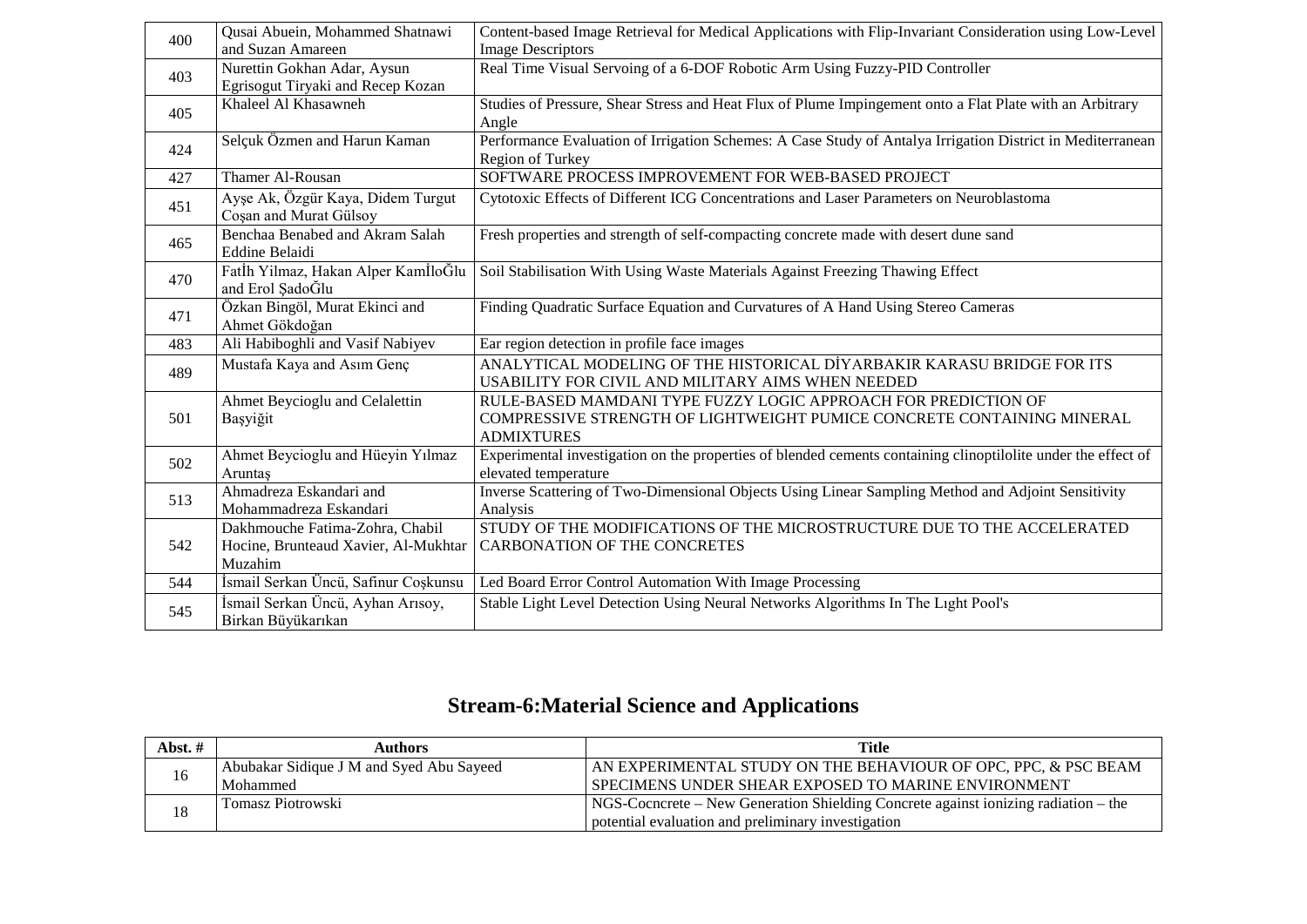| | | |
|---|---|---|
| 400 | Qusai Abuein, Mohammed Shatnawi and Suzan Amareen | Content-based Image Retrieval for Medical Applications with Flip-Invariant Consideration using Low-Level Image Descriptors |
| 403 | Nurettin Gokhan Adar, Aysun Egrisogut Tiryaki and Recep Kozan | Real Time Visual Servoing of a 6-DOF Robotic Arm Using Fuzzy-PID Controller |
| 405 | Khaleel Al Khasawneh | Studies of Pressure, Shear Stress and Heat Flux of Plume Impingement onto a Flat Plate with an Arbitrary Angle |
| 424 | Selçuk Özmen and Harun Kaman | Performance Evaluation of Irrigation Schemes: A Case Study of Antalya Irrigation District in Mediterranean Region of Turkey |
| 427 | Thamer Al-Rousan | SOFTWARE PROCESS IMPROVEMENT FOR WEB-BASED PROJECT |
| 451 | Ayşe Ak, Özgür Kaya, Didem Turgut Coşan and Murat Gülsoy | Cytotoxic Effects of Different ICG Concentrations and Laser Parameters on Neuroblastoma |
| 465 | Benchaa Benabed and Akram Salah Eddine Belaidi | Fresh properties and strength of self-compacting concrete made with desert dune sand |
| 470 | Fatİh Yilmaz, Hakan Alper KamİloĞlu and Erol ŞadoĞlu | Soil Stabilisation With Using Waste Materials Against Freezing Thawing Effect |
| 471 | Özkan Bingöl, Murat Ekinci and Ahmet Gökdoğan | Finding Quadratic Surface Equation and Curvatures of A Hand Using Stereo Cameras |
| 483 | Ali Habiboghli and Vasif Nabiyev | Ear region detection in profile face images |
| 489 | Mustafa Kaya and Asım Genç | ANALYTICAL MODELING OF THE HISTORICAL DİYARBAKIR KARASU BRIDGE FOR ITS USABILITY FOR CIVIL AND MILITARY AIMS WHEN NEEDED |
| 501 | Ahmet Beycioglu and Celalettin Başyiğit | RULE-BASED MAMDANI TYPE FUZZY LOGIC APPROACH FOR PREDICTION OF COMPRESSIVE STRENGTH OF LIGHTWEIGHT PUMICE CONCRETE CONTAINING MINERAL ADMIXTURES |
| 502 | Ahmet Beycioglu and Hüeyin Yılmaz Aruntaş | Experimental investigation on the properties of blended cements containing clinoptilolite under the effect of elevated temperature |
| 513 | Ahmadreza Eskandari and Mohammadreza Eskandari | Inverse Scattering of Two-Dimensional Objects Using Linear Sampling Method and Adjoint Sensitivity Analysis |
| 542 | Dakhmouche Fatima-Zohra, Chabil Hocine, Brunteaud Xavier, Al-Mukhtar Muzahim | STUDY OF THE MODIFICATIONS OF THE MICROSTRUCTURE DUE TO THE ACCELERATED CARBONATION OF THE CONCRETES |
| 544 | İsmail Serkan Üncü, Safinur Coşkunsu | Led Board Error Control Automation With Image Processing |
| 545 | İsmail Serkan Üncü, Ayhan Arısoy, Birkan Büyükarıkan | Stable Light Level Detection Using Neural Networks Algorithms In The Lıght Pool's |

## Stream-6:Material Science and Applications

| Abst. # | Authors | Title |
|---|---|---|
| 16 | Abubakar Sidique J M and Syed Abu Sayeed Mohammed | AN EXPERIMENTAL STUDY ON THE BEHAVIOUR OF OPC, PPC, & PSC BEAM SPECIMENS UNDER SHEAR EXPOSED TO MARINE ENVIRONMENT |
| 18 | Tomasz Piotrowski | NGS-Cocncrete – New Generation Shielding Concrete against ionizing radiation – the potential evaluation and preliminary investigation |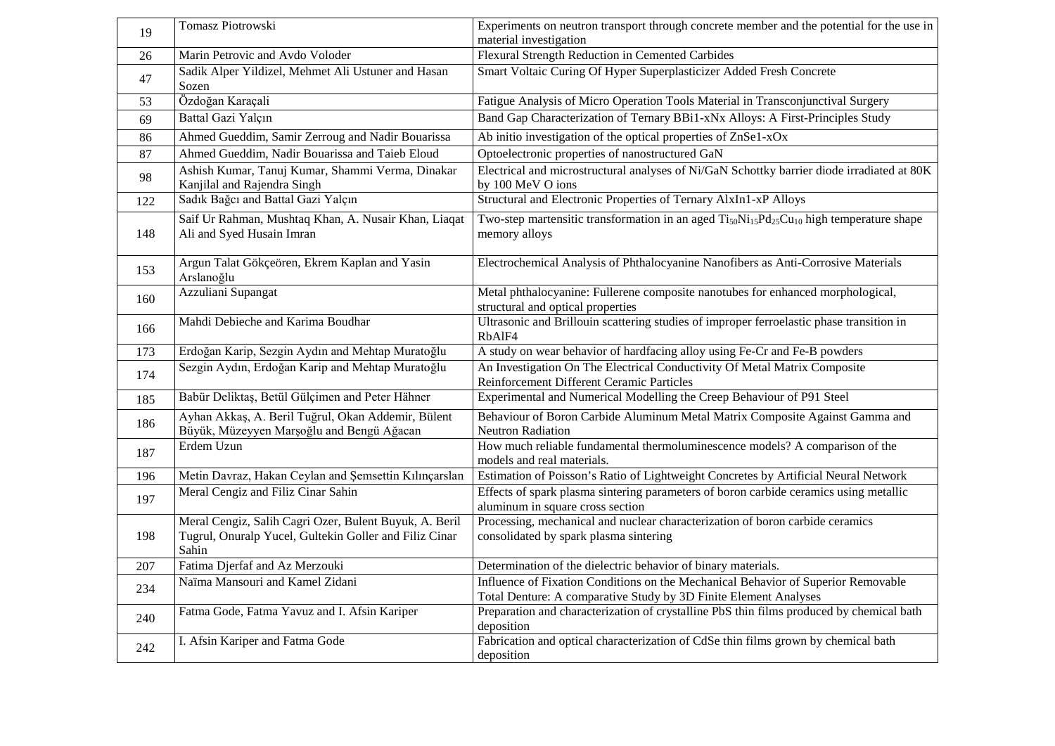| | | |
|---|---|---|
| 19 | Tomasz Piotrowski | Experiments on neutron transport through concrete member and the potential for the use in material investigation |
| 26 | Marin Petrovic and Avdo Voloder | Flexural Strength Reduction in Cemented Carbides |
| 47 | Sadik Alper Yildizel, Mehmet Ali Ustuner and Hasan Sozen | Smart Voltaic Curing Of Hyper Superplasticizer Added Fresh Concrete |
| 53 | Özdoğan Karaçali | Fatigue Analysis of Micro Operation Tools Material in Transconjunctival Surgery |
| 69 | Battal Gazi Yalçın | Band Gap Characterization of Ternary BBi1-xNx Alloys: A First-Principles Study |
| 86 | Ahmed Gueddim, Samir Zerroug and Nadir Bouarissa | Ab initio investigation of the optical properties of ZnSe1-xOx |
| 87 | Ahmed Gueddim, Nadir Bouarissa and Taieb Eloud | Optoelectronic properties of nanostructured GaN |
| 98 | Ashish Kumar, Tanuj Kumar, Shammi Verma, Dinakar Kanjilal and Rajendra Singh | Electrical and microstructural analyses of Ni/GaN Schottky barrier diode irradiated at 80K by 100 MeV O ions |
| 122 | Sadık Bağcı and Battal Gazi Yalçın | Structural and Electronic Properties of Ternary AlxIn1-xP Alloys |
| 148 | Saif Ur Rahman, Mushtaq Khan, A. Nusair Khan, Liaqat Ali and Syed Husain Imran | Two-step martensitic transformation in an aged $Ti_{50}Ni_{15}Pd_{25}Cu_{10}$ high temperature shape memory alloys |
| 153 | Argun Talat Gökçeören, Ekrem Kaplan and Yasin Arslanoğlu | Electrochemical Analysis of Phthalocyanine Nanofibers as Anti-Corrosive Materials |
| 160 | Azzuliani Supangat | Metal phthalocyanine: Fullerene composite nanotubes for enhanced morphological, structural and optical properties |
| 166 | Mahdi Debieche and Karima Boudhar | Ultrasonic and Brillouin scattering studies of improper ferroelastic phase transition in RbAlF4 |
| 173 | Erdoğan Karip, Sezgin Aydın and Mehtap Muratoğlu | A study on wear behavior of hardfacing alloy using Fe-Cr and Fe-B powders |
| 174 | Sezgin Aydın, Erdoğan Karip and Mehtap Muratoğlu | An Investigation On The Electrical Conductivity Of Metal Matrix Composite Reinforcement Different Ceramic Particles |
| 185 | Babür Deliktaş, Betül Gülçimen and Peter Hähner | Experimental and Numerical Modelling the Creep Behaviour of P91 Steel |
| 186 | Ayhan Akkaş, A. Beril Tuğrul, Okan Addemir, Bülent Büyük, Müzeyyen Marşoğlu and Bengü Ağacan | Behaviour of Boron Carbide Aluminum Metal Matrix Composite Against Gamma and Neutron Radiation |
| 187 | Erdem Uzun | How much reliable fundamental thermoluminescence models? A comparison of the models and real materials. |
| 196 | Metin Davraz, Hakan Ceylan and Şemsettin Kılınçarslan | Estimation of Poisson's Ratio of Lightweight Concretes by Artificial Neural Network |
| 197 | Meral Cengiz and Filiz Cinar Sahin | Effects of spark plasma sintering parameters of boron carbide ceramics using metallic aluminum in square cross section |
| 198 | Meral Cengiz, Salih Cagri Ozer, Bulent Buyuk, A. Beril Tugrul, Onuralp Yucel, Gultekin Goller and Filiz Cinar Sahin | Processing, mechanical and nuclear characterization of boron carbide ceramics consolidated by spark plasma sintering |
| 207 | Fatima Djerfaf and Az Merzouki | Determination of the dielectric behavior of binary materials. |
| 234 | Naïma Mansouri and Kamel Zidani | Influence of Fixation Conditions on the Mechanical Behavior of Superior Removable Total Denture: A comparative Study by 3D Finite Element Analyses |
| 240 | Fatma Gode, Fatma Yavuz and I. Afsin Kariper | Preparation and characterization of crystalline PbS thin films produced by chemical bath deposition |
| 242 | I. Afsin Kariper and Fatma Gode | Fabrication and optical characterization of CdSe thin films grown by chemical bath deposition |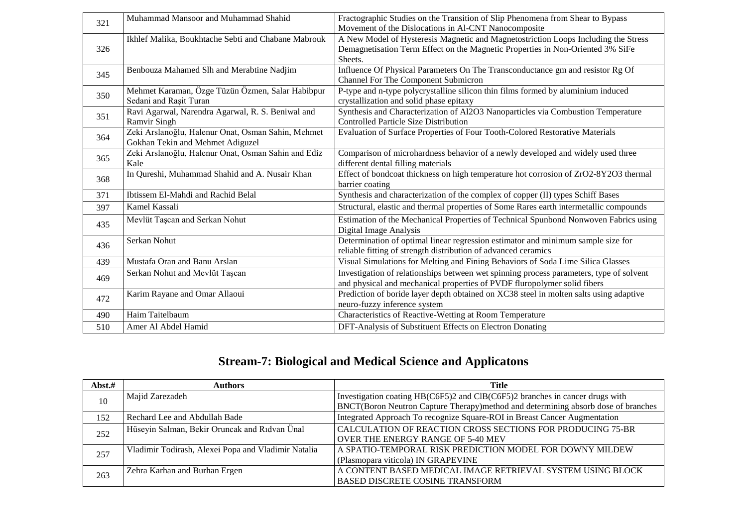| | | |
|---|---|---|
| 321 | Muhammad Mansoor and Muhammad Shahid | Fractographic Studies on the Transition of Slip Phenomena from Shear to Bypass Movement of the Dislocations in Al-CNT Nanocomposite |
| 326 | Ikhlef Malika, Boukhtache Sebti and Chabane Mabrouk | A New Model of Hysteresis Magnetic and Magnetostriction Loops Including the Stress Demagnetisation Term Effect on the Magnetic Properties in Non-Oriented 3% SiFe Sheets. |
| 345 | Benbouza Mahamed Slh and Merabtine Nadjim | Influence Of Physical Parameters On The Transconductance gm and resistor Rg Of Channel For The Component Submicron |
| 350 | Mehmet Karaman, Özge Tüzün Özmen, Salar Habibpur Sedani and Raşit Turan | P-type and n-type polycrystalline silicon thin films formed by aluminium induced crystallization and solid phase epitaxy |
| 351 | Ravi Agarwal, Narendra Agarwal, R. S. Beniwal and Ramvir Singh | Synthesis and Characterization of Al2O3 Nanoparticles via Combustion Temperature Controlled Particle Size Distribution |
| 364 | Zeki Arslanoğlu, Halenur Onat, Osman Sahin, Mehmet Gokhan Tekin and Mehmet Adiguzel | Evaluation of Surface Properties of Four Tooth-Colored Restorative Materials |
| 365 | Zeki Arslanoğlu, Halenur Onat, Osman Sahin and Ediz Kale | Comparison of microhardness behavior of a newly developed and widely used three different dental filling materials |
| 368 | In Qureshi, Muhammad Shahid and A. Nusair Khan | Effect of bondcoat thickness on high temperature hot corrosion of ZrO2-8Y2O3 thermal barrier coating |
| 371 | Ibtissem El-Mahdi and Rachid Belal | Synthesis and characterization of the complex of copper (II) types Schiff Bases |
| 397 | Kamel Kassali | Structural, elastic and thermal properties of Some Rares earth intermetallic compounds |
| 435 | Mevlüt Taşcan and Serkan Nohut | Estimation of the Mechanical Properties of Technical Spunbond Nonwoven Fabrics using Digital Image Analysis |
| 436 | Serkan Nohut | Determination of optimal linear regression estimator and minimum sample size for reliable fitting of strength distribution of advanced ceramics |
| 439 | Mustafa Oran and Banu Arslan | Visual Simulations for Melting and Fining Behaviors of Soda Lime Silica Glasses |
| 469 | Serkan Nohut and Mevlüt Taşcan | Investigation of relationships between wet spinning process parameters, type of solvent and physical and mechanical properties of PVDF fluropolymer solid fibers |
| 472 | Karim Rayane and Omar Allaoui | Prediction of boride layer depth obtained on XC38 steel in molten salts using adaptive neuro-fuzzy inference system |
| 490 | Haim Taitelbaum | Characteristics of Reactive-Wetting at Room Temperature |
| 510 | Amer Al Abdel Hamid | DFT-Analysis of Substituent Effects on Electron Donating |

## Stream-7: Biological and Medical Science and Applicatons

| Abst.# | Authors | Title |
|---|---|---|
| 10 | Majid Zarezadeh | Investigation coating HB(C6F5)2 and ClB(C6F5)2 branches in cancer drugs with BNCT(Boron Neutron Capture Therapy)method and determining absorb dose of branches |
| 152 | Rechard Lee and Abdullah Bade | Integrated Approach To recognize Square-ROI in Breast Cancer Augmentation |
| 252 | Hüseyin Salman, Bekir Oruncak and Rıdvan Ünal | CALCULATION OF REACTION CROSS SECTIONS FOR PRODUCING 75-BR OVER THE ENERGY RANGE OF 5-40 MEV |
| 257 | Vladimir Todirash, Alexei Popa and Vladimir Natalia | A SPATIO-TEMPORAL RISK PREDICTION MODEL FOR DOWNY MILDEW (Plasmopara viticola) IN GRAPEVINE |
| 263 | Zehra Karhan and Burhan Ergen | A CONTENT BASED MEDICAL IMAGE RETRIEVAL SYSTEM USING BLOCK BASED DISCRETE COSINE TRANSFORM |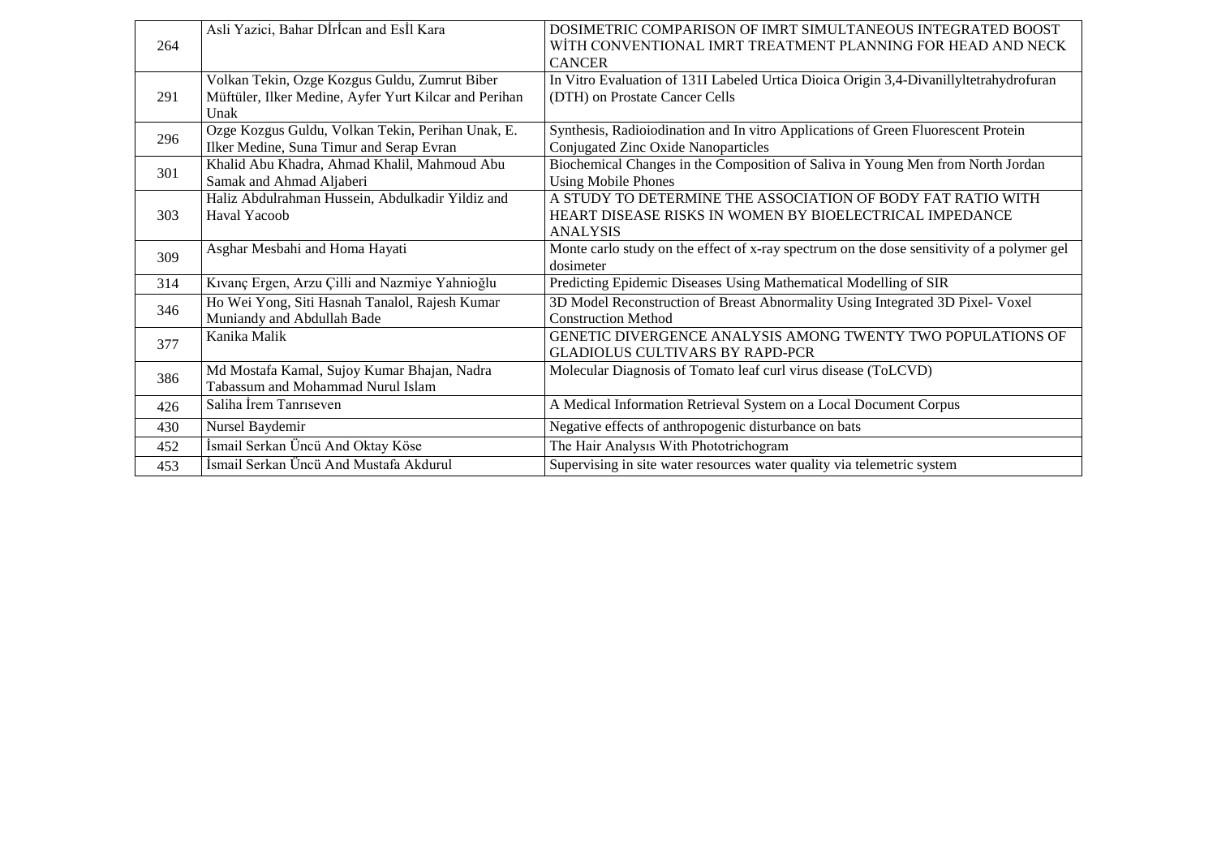| | | |
|---|---|---|
| 264 | Asli Yazici, Bahar DİrİCan and EsİL Kara | DOSIMETRIC COMPARISON OF IMRT SIMULTANEOUS INTEGRATED BOOST WİTH CONVENTIONAL IMRT TREATMENT PLANNING FOR HEAD AND NECK CANCER |
| 291 | Volkan Tekin, Ozge Kozgus Guldu, Zumrut Biber Müftüler, Ilker Medine, Ayfer Yurt Kilcar and Perihan Unak | In Vitro Evaluation of 131I Labeled Urtica Dioica Origin 3,4-Divanillyltetrahydrofuran (DTH) on Prostate Cancer Cells |
| 296 | Ozge Kozgus Guldu, Volkan Tekin, Perihan Unak, E. Ilker Medine, Suna Timur and Serap Evran | Synthesis, Radioiodination and In vitro Applications of Green Fluorescent Protein Conjugated Zinc Oxide Nanoparticles |
| 301 | Khalid Abu Khadra, Ahmad Khalil, Mahmoud Abu Samak and Ahmad Aljaberi | Biochemical Changes in the Composition of Saliva in Young Men from North Jordan Using Mobile Phones |
| 303 | Haliz Abdulrahman Hussein, Abdulkadir Yildiz and Haval Yacoob | A STUDY TO DETERMINE THE ASSOCIATION OF BODY FAT RATIO WITH HEART DISEASE RISKS IN WOMEN BY BIOELECTRICAL IMPEDANCE ANALYSIS |
| 309 | Asghar Mesbahi and Homa Hayati | Monte carlo study on the effect of x-ray spectrum on the dose sensitivity of a polymer gel dosimeter |
| 314 | Kıvanç Ergen, Arzu Çilli and Nazmiye Yahnioğlu | Predicting Epidemic Diseases Using Mathematical Modelling of SIR |
| 346 | Ho Wei Yong, Siti Hasnah Tanalol, Rajesh Kumar Muniandy and Abdullah Bade | 3D Model Reconstruction of Breast Abnormality Using Integrated 3D Pixel- Voxel Construction Method |
| 377 | Kanika Malik | GENETIC DIVERGENCE ANALYSIS AMONG TWENTY TWO POPULATIONS OF GLADIOLUS CULTIVARS BY RAPD-PCR |
| 386 | Md Mostafa Kamal, Sujoy Kumar Bhajan, Nadra Tabassum and Mohammad Nurul Islam | Molecular Diagnosis of Tomato leaf curl virus disease (ToLCVD) |
| 426 | Saliha İrem Tanrıseven | A Medical Information Retrieval System on a Local Document Corpus |
| 430 | Nursel Baydemir | Negative effects of anthropogenic disturbance on bats |
| 452 | İsmail Serkan Üncü And Oktay Köse | The Hair Analysıs With Phototrichogram |
| 453 | İsmail Serkan Üncü And Mustafa Akdurul | Supervising in site water resources water quality via telemetric system |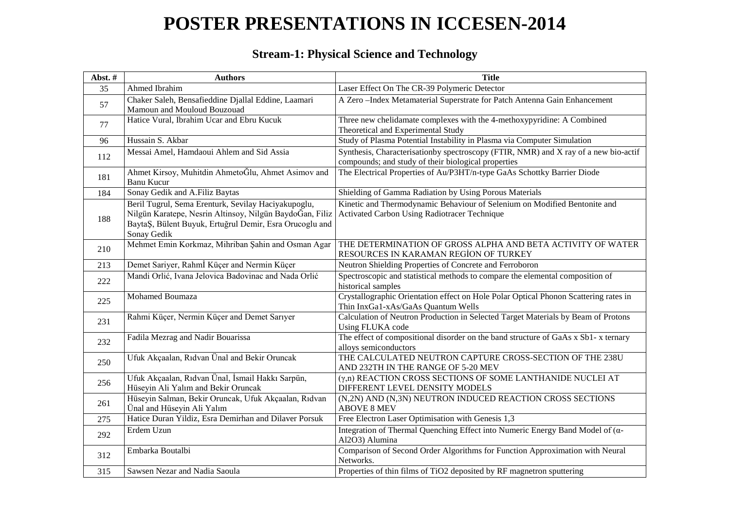# POSTER PRESENTATIONS IN ICCESEN-2014

## Stream-1: Physical Science and Technology

| Abst. # | Authors | Title |
|---|---|---|
| 35 | Ahmed Ibrahim | Laser Effect On The CR-39 Polymeric Detector |
| 57 | Chaker Saleh, Bensafieddine Djallal Eddine, Laamari Mamoun and Mouloud Bouzouad | A Zero –Index Metamaterial Superstrate for Patch Antenna Gain Enhancement |
| 77 | Hatice Vural, Ibrahim Ucar and Ebru Kucuk | Three new chelidamate complexes with the 4-methoxypyridine: A Combined Theoretical and Experimental Study |
| 96 | Hussain S. Akbar | Study of Plasma Potential Instability in Plasma via Computer Simulation |
| 112 | Messai Amel, Hamdaoui Ahlem and Sid Assia | Synthesis, Characterisationby spectroscopy (FTIR, NMR) and X ray of a new bio-actif compounds; and study of their biological properties |
| 181 | Ahmet Kirsoy, Muhitdin AhmetoĞlu, Ahmet Asimov and Banu Kucur | The Electrical Properties of Au/P3HT/n-type GaAs Schottky Barrier Diode |
| 184 | Sonay Gedik and A.Filiz Baytas | Shielding of Gamma Radiation by Using Porous Materials |
| 188 | Beril Tugrul, Sema Erenturk, Sevilay Haciyakupoglu, Nilgün Karatepe, Nesrin Altinsoy, Nilgün BaydoĞan, Filiz BaytaŞ, Bülent Buyuk, Ertuğrul Demir, Esra Orucoglu and Sonay Gedik | Kinetic and Thermodynamic Behaviour of Selenium on Modified Bentonite and Activated Carbon Using Radiotracer Technique |
| 210 | Mehmet Emin Korkmaz, Mihriban Şahin and Osman Agar | THE DETERMINATION OF GROSS ALPHA AND BETA ACTIVITY OF WATER RESOURCES IN KARAMAN REGİON OF TURKEY |
| 213 | Demet Sariyer, Rahmİ Küçer and Nermin Küçer | Neutron Shielding Properties of Concrete and Ferroboron |
| 222 | Mandi Orlić, Ivana Jelovica Badovinac and Nada Orlić | Spectroscopic and statistical methods to compare the elemental composition of historical samples |
| 225 | Mohamed Boumaza | Crystallographic Orientation effect on Hole Polar Optical Phonon Scattering rates in Thin InxGa1-xAs/GaAs Quantum Wells |
| 231 | Rahmi Küçer, Nermin Küçer and Demet Sarıyer | Calculation of Neutron Production in Selected Target Materials by Beam of Protons Using FLUKA code |
| 232 | Fadila Mezrag and Nadir Bouarissa | The effect of compositional disorder on the band structure of GaAs x Sb1- x ternary alloys semiconductors |
| 250 | Ufuk Akçaalan, Rıdvan Ünal and Bekir Oruncak | THE CALCULATED NEUTRON CAPTURE CROSS-SECTION OF THE 238U AND 232TH IN THE RANGE OF 5-20 MEV |
| 256 | Ufuk Akçaalan, Rıdvan Ünal, İsmail Hakkı Sarpün, Hüseyin Ali Yalım and Bekir Oruncak | ($\gamma$,n) REACTION CROSS SECTIONS OF SOME LANTHANIDE NUCLEI AT DIFFERENT LEVEL DENSITY MODELS |
| 261 | Hüseyin Salman, Bekir Oruncak, Ufuk Akçaalan, Rıdvan Ünal and Hüseyin Ali Yalım | (N,2N) AND (N,3N) NEUTRON INDUCED REACTION CROSS SECTIONS ABOVE 8 MEV |
| 275 | Hatice Duran Yildiz, Esra Demirhan and Dilaver Porsuk | Free Electron Laser Optimisation with Genesis 1,3 |
| 292 | Erdem Uzun | Integration of Thermal Quenching Effect into Numeric Energy Band Model of ($\alpha$-Al2O3) Alumina |
| 312 | Embarka Boutalbi | Comparison of Second Order Algorithms for Function Approximation with Neural Networks. |
| 315 | Sawsen Nezar and Nadia Saoula | Properties of thin films of TiO2 deposited by RF magnetron sputtering |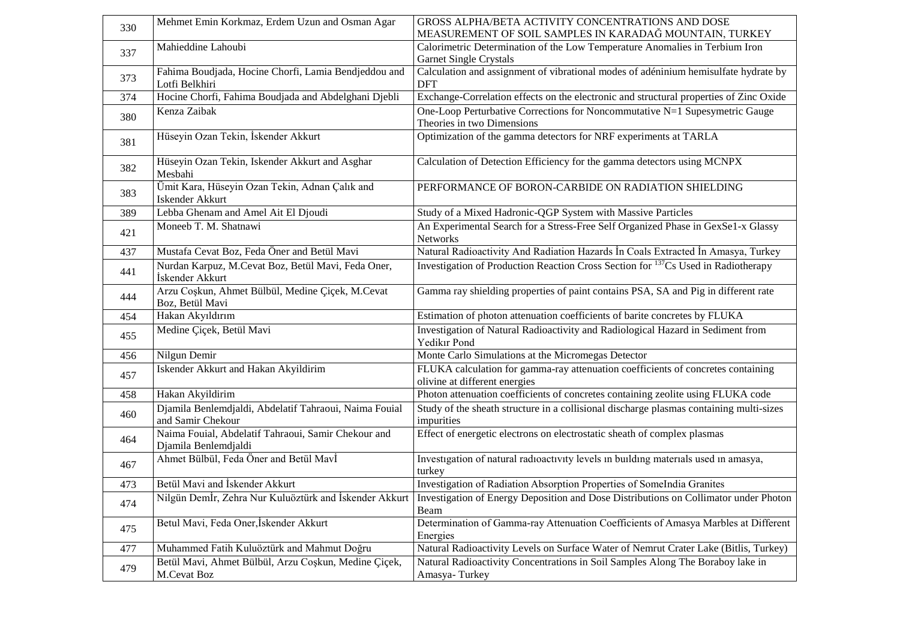| 330 | Mehmet Emin Korkmaz, Erdem Uzun and Osman Agar | GROSS ALPHA/BETA ACTIVITY CONCENTRATIONS AND DOSE MEASUREMENT OF SOIL SAMPLES IN KARADAĞ MOUNTAIN, TURKEY |
|---|---|---|
| 337 | Mahieddine Lahoubi | Calorimetric Determination of the Low Temperature Anomalies in Terbium Iron Garnet Single Crystals |
| 373 | Fahima Boudjada, Hocine Chorfi, Lamia Bendjeddou and Lotfi Belkhiri | Calculation and assignment of vibrational modes of adéninium hemisulfate hydrate by DFT |
| 374 | Hocine Chorfi, Fahima Boudjada and Abdelghani Djebli | Exchange-Correlation effects on the electronic and structural properties of Zinc Oxide |
| 380 | Kenza Zaibak | One-Loop Perturbative Corrections for Noncommutative N=1 Supesymetric Gauge Theories in two Dimensions |
| 381 | Hüseyin Ozan Tekin, İskender Akkurt | Optimization of the gamma detectors for NRF experiments at TARLA |
| 382 | Hüseyin Ozan Tekin, Iskender Akkurt and Asghar Mesbahi | Calculation of Detection Efficiency for the gamma detectors using MCNPX |
| 383 | Ümit Kara, Hüseyin Ozan Tekin, Adnan Çalık and Iskender Akkurt | PERFORMANCE OF BORON-CARBIDE ON RADIATION SHIELDING |
| 389 | Lebba Ghenam and Amel Ait El Djoudi | Study of a Mixed Hadronic-QGP System with Massive Particles |
| 421 | Moneeb T. M. Shatnawi | An Experimental Search for a Stress-Free Self Organized Phase in GexSe1-x Glassy Networks |
| 437 | Mustafa Cevat Boz, Feda Öner and Betül Mavi | Natural Radioactivity And Radiation Hazards İn Coals Extracted İn Amasya, Turkey |
| 441 | Nurdan Karpuz, M.Cevat Boz, Betül Mavi, Feda Oner, İskender Akkurt | Investigation of Production Reaction Cross Section for $^{137}$Cs Used in Radiotherapy |
| 444 | Arzu Coşkun, Ahmet Bülbül, Medine Çiçek, M.Cevat Boz, Betül Mavi | Gamma ray shielding properties of paint contains PSA, SA and Pig in different rate |
| 454 | Hakan Akyıldırım | Estimation of photon attenuation coefficients of barite concretes by FLUKA |
| 455 | Medine Çiçek, Betül Mavi | Investigation of Natural Radioactivity and Radiological Hazard in Sediment from Yedikır Pond |
| 456 | Nilgun Demir | Monte Carlo Simulations at the Micromegas Detector |
| 457 | Iskender Akkurt and Hakan Akyildirim | FLUKA calculation for gamma-ray attenuation coefficients of concretes containing olivine at different energies |
| 458 | Hakan Akyildirim | Photon attenuation coefficients of concretes containing zeolite using FLUKA code |
| 460 | Djamila Benlemdjaldi, Abdelatif Tahraoui, Naima Fouial and Samir Chekour | Study of the sheath structure in a collisional discharge plasmas containing multi-sizes impurities |
| 464 | Naima Fouial, Abdelatif Tahraoui, Samir Chekour and Djamila Benlemdjaldi | Effect of energetic electrons on electrostatic sheath of complex plasmas |
| 467 | Ahmet Bülbül, Feda Öner and Betül Mavİ | Investıgation of natural radıoactıvıty levels ın buıldıng materıals used ın amasya, turkey |
| 473 | Betül Mavi and İskender Akkurt | Investigation of Radiation Absorption Properties of SomeIndia Granites |
| 474 | Nilgün Demİr, Zehra Nur Kuluöztürk and İskender Akkurt | Investigation of Energy Deposition and Dose Distributions on Collimator under Photon Beam |
| 475 | Betul Mavi, Feda Oner,İskender Akkurt | Determination of Gamma-ray Attenuation Coefficients of Amasya Marbles at Different Energies |
| 477 | Muhammed Fatih Kuluöztürk and Mahmut Doğru | Natural Radioactivity Levels on Surface Water of Nemrut Crater Lake (Bitlis, Turkey) |
| 479 | Betül Mavi, Ahmet Bülbül, Arzu Coşkun, Medine Çiçek, M.Cevat Boz | Natural Radioactivity Concentrations in Soil Samples Along The Boraboy lake in Amasya- Turkey |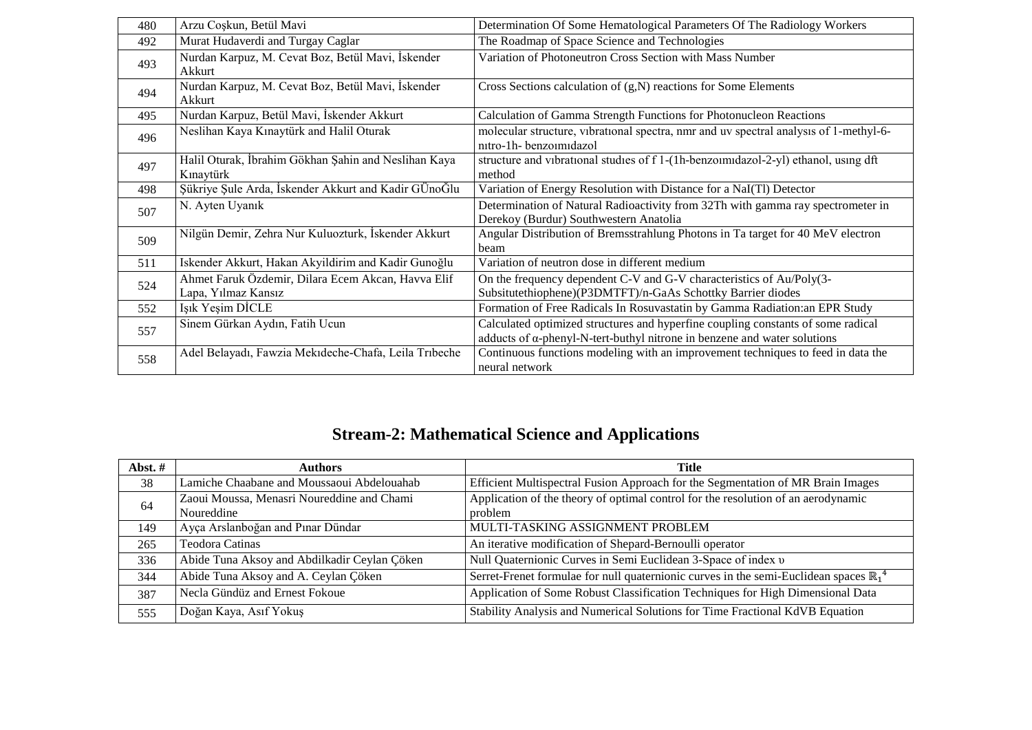| | | |
|---|---|---|
| 480 | Arzu Coşkun, Betül Mavi | Determination Of Some Hematological Parameters Of The Radiology Workers |
| 492 | Murat Hudaverdi and Turgay Caglar | The Roadmap of Space Science and Technologies |
| 493 | Nurdan Karpuz, M. Cevat Boz, Betül Mavi, İskender Akkurt | Variation of Photoneutron Cross Section with Mass Number |
| 494 | Nurdan Karpuz, M. Cevat Boz, Betül Mavi, İskender Akkurt | Cross Sections calculation of (g,N) reactions for Some Elements |
| 495 | Nurdan Karpuz, Betül Mavi, İskender Akkurt | Calculation of Gamma Strength Functions for Photonucleon Reactions |
| 496 | Neslihan Kaya Kınaytürk and Halil Oturak | molecular structure, vıbratıonal spectra, nmr and uv spectral analysıs of 1-methyl-6-nıtro-1h- benzoımıdazol |
| 497 | Halil Oturak, İbrahim Gökhan Şahin and Neslihan Kaya Kınaytürk | structure and vıbratıonal studıes of f 1-(1h-benzoımıdazol-2-yl) ethanol, usıng dft method |
| 498 | Şükriye Şule Arda, İskender Akkurt and Kadir GÜnoĞlu | Variation of Energy Resolution with Distance for a NaI(Tl) Detector |
| 507 | N. Ayten Uyanık | Determination of Natural Radioactivity from 32Th with gamma ray spectrometer in Derekoy (Burdur) Southwestern Anatolia |
| 509 | Nilgün Demir, Zehra Nur Kuluozturk, İskender Akkurt | Angular Distribution of Bremsstrahlung Photons in Ta target for 40 MeV electron beam |
| 511 | Iskender Akkurt, Hakan Akyildirim and Kadir Gunoğlu | Variation of neutron dose in different medium |
| 524 | Ahmet Faruk Özdemir, Dilara Ecem Akcan, Havva Elif Lapa, Yılmaz Kansız | On the frequency dependent C-V and G-V characteristics of Au/Poly(3-Subsitutethiophene)(P3DMTFT)/n-GaAs Schottky Barrier diodes |
| 552 | Işık Yeşim DİCLE | Formation of Free Radicals In Rosuvastatin by Gamma Radiation:an EPR Study |
| 557 | Sinem Gürkan Aydın, Fatih Ucun | Calculated optimized structures and hyperfine coupling constants of some radical adducts of α-phenyl-N-tert-buthyl nitrone in benzene and water solutions |
| 558 | Adel Belayadı, Fawzia Mekıdeche-Chafa, Leila Trıbeche | Continuous functions modeling with an improvement techniques to feed in data the neural network |

## Stream-2: Mathematical Science and Applications

| Abst. # | Authors | Title |
|---|---|---|
| 38 | Lamiche Chaabane and Moussaoui Abdelouahab | Efficient Multispectral Fusion Approach for the Segmentation of MR Brain Images |
| 64 | Zaoui Moussa, Menasri Noureddine and Chami Noureddine | Application of the theory of optimal control for the resolution of an aerodynamic problem |
| 149 | Ayça Arslanboğan and Pınar Dündar | MULTI-TASKING ASSIGNMENT PROBLEM |
| 265 | Teodora Catinas | An iterative modification of Shepard-Bernoulli operator |
| 336 | Abide Tuna Aksoy and Abdilkadir Ceylan Çöken | Null Quaternionic Curves in Semi Euclidean 3-Space of index υ |
| 344 | Abide Tuna Aksoy and A. Ceylan Çöken | Serret-Frenet formulae for null quaternionic curves in the semi-Euclidean spaces $\mathbb{R}_1^4$ |
| 387 | Necla Gündüz and Ernest Fokoue | Application of Some Robust Classification Techniques for High Dimensional Data |
| 555 | Doğan Kaya, Asıf Yokuş | Stability Analysis and Numerical Solutions for Time Fractional KdVB Equation |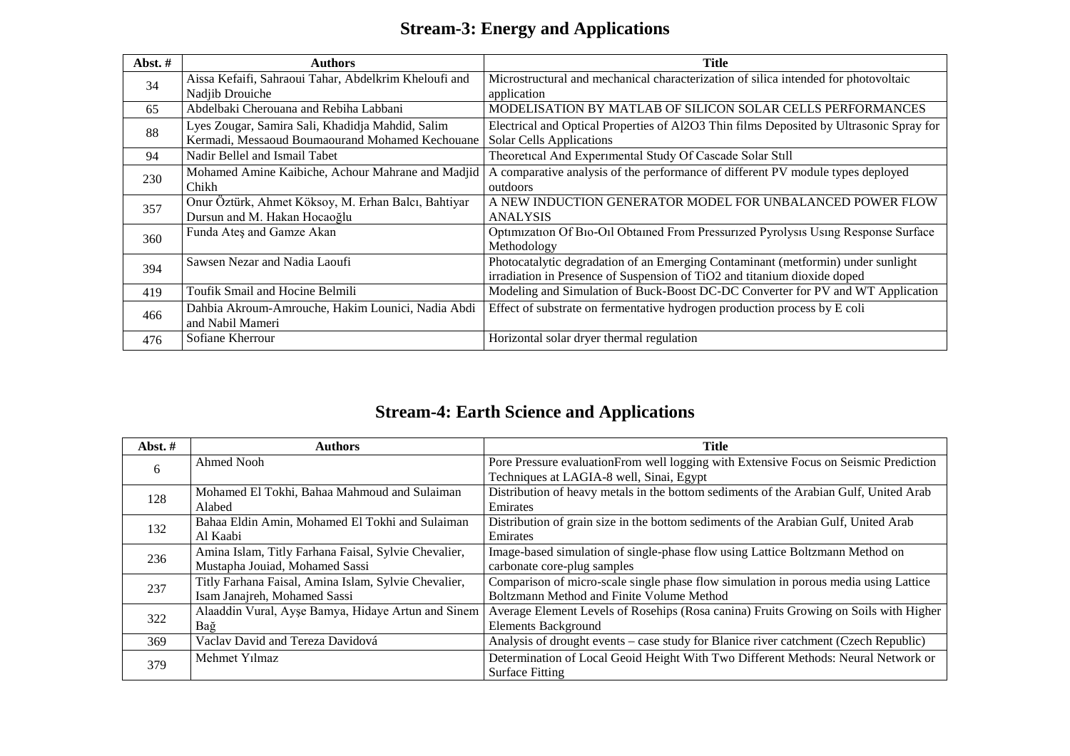## Stream-3: Energy and Applications

| Abst. # | Authors | Title |
|---|---|---|
| 34 | Aissa Kefaifi, Sahraoui Tahar, Abdelkrim Kheloufi and Nadjib Drouiche | Microstructural and mechanical characterization of silica intended for photovoltaic application |
| 65 | Abdelbaki Cherouana and Rebiha Labbani | MODELISATION BY MATLAB OF SILICON SOLAR CELLS PERFORMANCES |
| 88 | Lyes Zougar, Samira Sali, Khadidja Mahdid, Salim Kermadi, Messaoud Boumaourand Mohamed Kechouane | Electrical and Optical Properties of $Al_2O_3$ Thin films Deposited by Ultrasonic Spray for Solar Cells Applications |
| 94 | Nadir Bellel and Ismail Tabet | Theoretıcal And Experımental Study Of Cascade Solar Stıll |
| 230 | Mohamed Amine Kaibiche, Achour Mahrane and Madjid Chikh | A comparative analysis of the performance of different PV module types deployed outdoors |
| 357 | Onur Öztürk, Ahmet Köksoy, M. Erhan Balcı, Bahtiyar Dursun and M. Hakan Hocaoğlu | A NEW INDUCTION GENERATOR MODEL FOR UNBALANCED POWER FLOW ANALYSIS |
| 360 | Funda Ateş and Gamze Akan | Optımızatıon Of Bıo-Oıl Obtaıned From Pressurızed Pyrolysıs Usıng Response Surface Methodology |
| 394 | Sawsen Nezar and Nadia Laoufi | Photocatalytic degradation of an Emerging Contaminant (metformin) under sunlight irradiation in Presence of Suspension of $TiO_2$ and titanium dioxide doped |
| 419 | Toufik Smail and Hocine Belmili | Modeling and Simulation of Buck-Boost DC-DC Converter for PV and WT Application |
| 466 | Dahbia Akroum-Amrouche, Hakim Lounici, Nadia Abdi and Nabil Mameri | Effect of substrate on fermentative hydrogen production process by E coli |
| 476 | Sofiane Kherrour | Horizontal solar dryer thermal regulation |

## Stream-4: Earth Science and Applications

| Abst. # | Authors | Title |
|---|---|---|
| 6 | Ahmed Nooh | Pore Pressure evaluationFrom well logging with Extensive Focus on Seismic Prediction Techniques at LAGIA-8 well, Sinai, Egypt |
| 128 | Mohamed El Tokhi, Bahaa Mahmoud and Sulaiman Alabed | Distribution of heavy metals in the bottom sediments of the Arabian Gulf, United Arab Emirates |
| 132 | Bahaa Eldin Amin, Mohamed El Tokhi and Sulaiman Al Kaabi | Distribution of grain size in the bottom sediments of the Arabian Gulf, United Arab Emirates |
| 236 | Amina Islam, Titly Farhana Faisal, Sylvie Chevalier, Mustapha Jouiad, Mohamed Sassi | Image-based simulation of single-phase flow using Lattice Boltzmann Method on carbonate core-plug samples |
| 237 | Titly Farhana Faisal, Amina Islam, Sylvie Chevalier, Isam Janajreh, Mohamed Sassi | Comparison of micro-scale single phase flow simulation in porous media using Lattice Boltzmann Method and Finite Volume Method |
| 322 | Alaaddin Vural, Ayşe Bamya, Hidaye Artun and Sinem Bağ | Average Element Levels of Rosehips (Rosa canina) Fruits Growing on Soils with Higher Elements Background |
| 369 | Vaclav David and Tereza Davidová | Analysis of drought events – case study for Blanice river catchment (Czech Republic) |
| 379 | Mehmet Yılmaz | Determination of Local Geoid Height With Two Different Methods: Neural Network or Surface Fitting |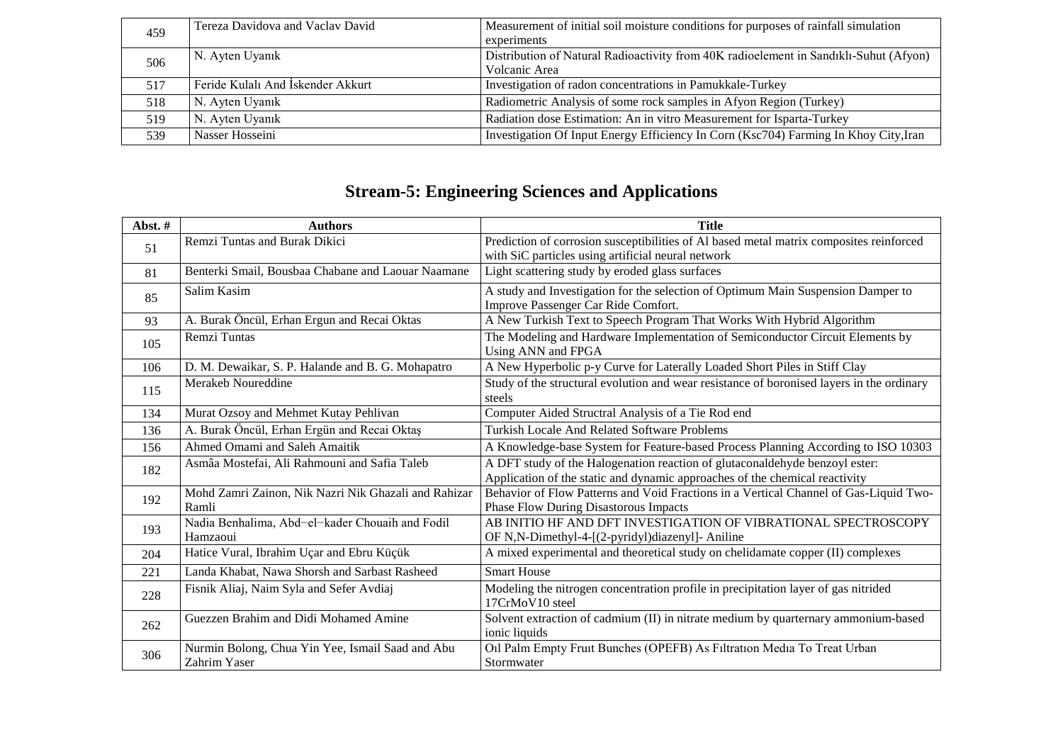| | | |
|---|---|---|
| 459 | Tereza Davidova and Vaclav David | Measurement of initial soil moisture conditions for purposes of rainfall simulation experiments |
| 506 | N. Ayten Uyanık | Distribution of Natural Radioactivity from 40K radioelement in Sandıklı-Suhut (Afyon) Volcanic Area |
| 517 | Feride Kulalı And İskender Akkurt | Investigation of radon concentrations in Pamukkale-Turkey |
| 518 | N. Ayten Uyanık | Radiometric Analysis of some rock samples in Afyon Region (Turkey) |
| 519 | N. Ayten Uyanık | Radiation dose Estimation: An in vitro Measurement for Isparta-Turkey |
| 539 | Nasser Hosseini | Investigation Of Input Energy Efficiency In Corn (Ksc704) Farming In Khoy City,Iran |

## Stream-5: Engineering Sciences and Applications

| Abst. # | Authors | Title |
|---|---|---|
| 51 | Remzi Tuntas and Burak Dikici | Prediction of corrosion susceptibilities of Al based metal matrix composites reinforced with SiC particles using artificial neural network |
| 81 | Benterki Smail, Bousbaa Chabane and Laouar Naamane | Light scattering study by eroded glass surfaces |
| 85 | Salim Kasim | A study and Investigation for the selection of Optimum Main Suspension Damper to Improve Passenger Car Ride Comfort. |
| 93 | A. Burak Öncül, Erhan Ergun and Recai Oktas | A New Turkish Text to Speech Program That Works With Hybrid Algorithm |
| 105 | Remzi Tuntas | The Modeling and Hardware Implementation of Semiconductor Circuit Elements by Using ANN and FPGA |
| 106 | D. M. Dewaikar, S. P. Halande and B. G. Mohapatro | A New Hyperbolic p-y Curve for Laterally Loaded Short Piles in Stiff Clay |
| 115 | Merakeb Noureddine | Study of the structural evolution and wear resistance of boronised layers in the ordinary steels |
| 134 | Murat Ozsoy and Mehmet Kutay Pehlivan | Computer Aided Structral Analysis of a Tie Rod end |
| 136 | A. Burak Öncül, Erhan Ergün and Recai Oktaş | Turkish Locale And Related Software Problems |
| 156 | Ahmed Omami and Saleh Amaitik | A Knowledge-base System for Feature-based Process Planning According to ISO 10303 |
| 182 | Asmâa Mostefai, Ali Rahmouni and Safia Taleb | A DFT study of the Halogenation reaction of glutaconaldehyde benzoyl ester: Application of the static and dynamic approaches of the chemical reactivity |
| 192 | Mohd Zamri Zainon, Nik Nazri Nik Ghazali and Rahizar Ramli | Behavior of Flow Patterns and Void Fractions in a Vertical Channel of Gas-Liquid Two-Phase Flow During Disastorous Impacts |
| 193 | Nadia Benhalima, Abd−el−kader Chouaih and Fodil Hamzaoui | AB INITIO HF AND DFT INVESTIGATION OF VIBRATIONAL SPECTROSCOPY OF N,N-Dimethyl-4-[(2-pyridyl)diazenyl]- Aniline |
| 204 | Hatice Vural, Ibrahim Uçar and Ebru Küçük | A mixed experimental and theoretical study on chelidamate copper (II) complexes |
| 221 | Landa Khabat, Nawa Shorsh and Sarbast Rasheed | Smart House |
| 228 | Fisnik Aliaj, Naim Syla and Sefer Avdiaj | Modeling the nitrogen concentration profile in precipitation layer of gas nitrided 17CrMoV10 steel |
| 262 | Guezzen Brahim and Didi Mohamed Amine | Solvent extraction of cadmium (II) in nitrate medium by quarternary ammonium-based ionic liquids |
| 306 | Nurmin Bolong, Chua Yin Yee, Ismail Saad and Abu Zahrim Yaser | Oıl Palm Empty Fruıt Bunches (OPEFB) As Fıltratıon Medıa To Treat Urban Stormwater |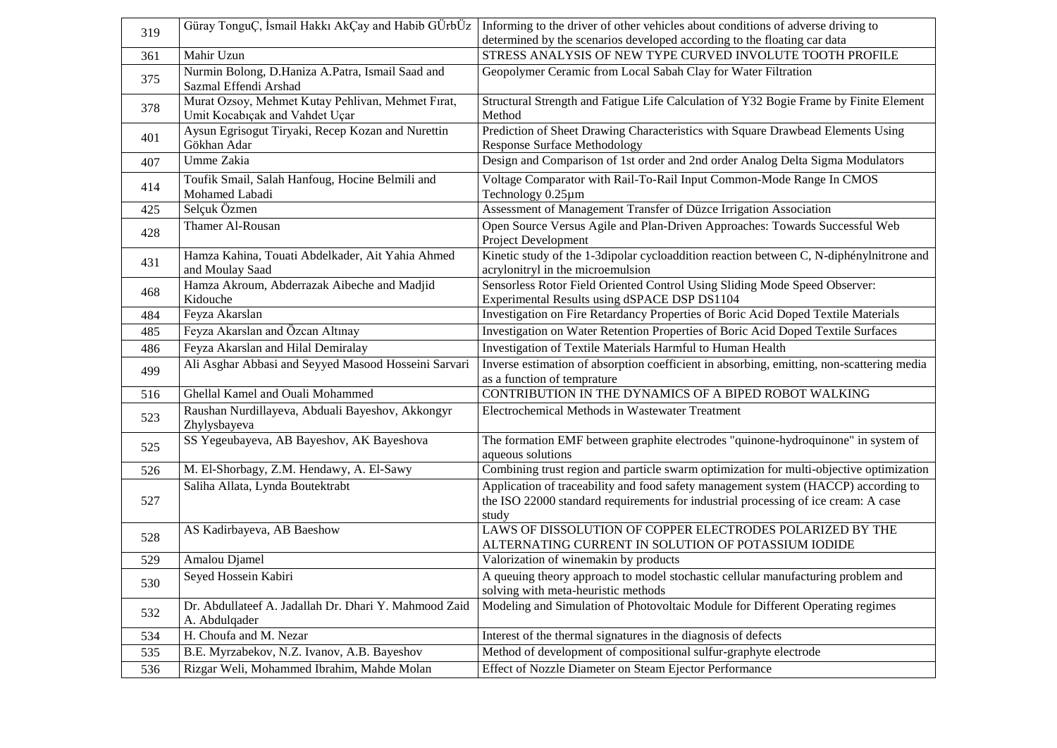| | | |
|---|---|---|
| 319 | Güray TonguÇ, İsmail Hakkı AkÇay and Habib GÜrbÜz | Informing to the driver of other vehicles about conditions of adverse driving to determined by the scenarios developed according to the floating car data |
| 361 | Mahir Uzun | STRESS ANALYSIS OF NEW TYPE CURVED INVOLUTE TOOTH PROFILE |
| 375 | Nurmin Bolong, D.Haniza A.Patra, Ismail Saad and Sazmal Effendi Arshad | Geopolymer Ceramic from Local Sabah Clay for Water Filtration |
| 378 | Murat Ozsoy, Mehmet Kutay Pehlivan, Mehmet Fırat, Umit Kocabıçak and Vahdet Uçar | Structural Strength and Fatigue Life Calculation of Y32 Bogie Frame by Finite Element Method |
| 401 | Aysun Egrisogut Tiryaki, Recep Kozan and Nurettin Gökhan Adar | Prediction of Sheet Drawing Characteristics with Square Drawbead Elements Using Response Surface Methodology |
| 407 | Umme Zakia | Design and Comparison of 1st order and 2nd order Analog Delta Sigma Modulators |
| 414 | Toufik Smail, Salah Hanfoug, Hocine Belmili and Mohamed Labadi | Voltage Comparator with Rail-To-Rail Input Common-Mode Range In CMOS Technology 0.25µm |
| 425 | Selçuk Özmen | Assessment of Management Transfer of Düzce Irrigation Association |
| 428 | Thamer Al-Rousan | Open Source Versus Agile and Plan-Driven Approaches: Towards Successful Web Project Development |
| 431 | Hamza Kahina, Touati Abdelkader, Ait Yahia Ahmed and Moulay Saad | Kinetic study of the 1-3dipolar cycloaddition reaction between C, N-diphénylnitrone and acrylonitryl in the microemulsion |
| 468 | Hamza Akroum, Abderrazak Aibeche and Madjid Kidouche | Sensorless Rotor Field Oriented Control Using Sliding Mode Speed Observer: Experimental Results using dSPACE DSP DS1104 |
| 484 | Feyza Akarslan | Investigation on Fire Retardancy Properties of Boric Acid Doped Textile Materials |
| 485 | Feyza Akarslan and Özcan Altınay | Investigation on Water Retention Properties of Boric Acid Doped Textile Surfaces |
| 486 | Feyza Akarslan and Hilal Demiralay | Investigation of Textile Materials Harmful to Human Health |
| 499 | Ali Asghar Abbasi and Seyyed Masood Hosseini Sarvari | Inverse estimation of absorption coefficient in absorbing, emitting, non-scattering media as a function of temprature |
| 516 | Ghellal Kamel and Ouali Mohammed | CONTRIBUTION IN THE DYNAMICS OF A BIPED ROBOT WALKING |
| 523 | Raushan Nurdillayeva, Abduali Bayeshov, Akkongyr Zhylysbayeva | Electrochemical Methods in Wastewater Treatment |
| 525 | SS Yegeubayeva, AB Bayeshov, AK Bayeshova | The formation EMF between graphite electrodes "quinone-hydroquinone" in system of aqueous solutions |
| 526 | M. El-Shorbagy, Z.M. Hendawy, A. El-Sawy | Combining trust region and particle swarm optimization for multi-objective optimization |
| 527 | Saliha Allata, Lynda Boutektrabt | Application of traceability and food safety management system (HACCP) according to the ISO 22000 standard requirements for industrial processing of ice cream: A case study |
| 528 | AS Kadirbayeva, AB Baeshow | LAWS OF DISSOLUTION OF COPPER ELECTRODES POLARIZED BY THE ALTERNATING CURRENT IN SOLUTION OF POTASSIUM IODIDE |
| 529 | Amalou Djamel | Valorization of winemakin by products |
| 530 | Seyed Hossein Kabiri | A queuing theory approach to model stochastic cellular manufacturing problem and solving with meta-heuristic methods |
| 532 | Dr. Abdullateef A. Jadallah Dr. Dhari Y. Mahmood Zaid A. Abdulqader | Modeling and Simulation of Photovoltaic Module for Different Operating regimes |
| 534 | H. Choufa and M. Nezar | Interest of the thermal signatures in the diagnosis of defects |
| 535 | B.E. Myrzabekov, N.Z. Ivanov, A.B. Bayeshov | Method of development of compositional sulfur-graphyte electrode |
| 536 | Rizgar Weli, Mohammed Ibrahim, Mahde Molan | Effect of Nozzle Diameter on Steam Ejector Performance |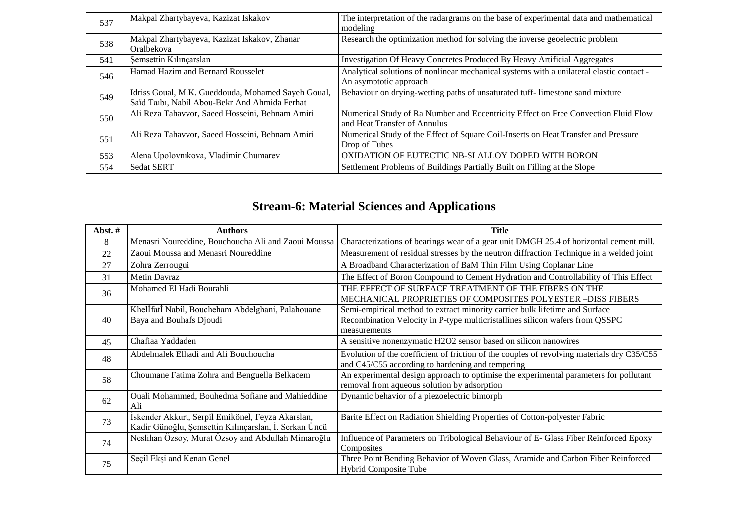| | | |
|---|---|---|
| 537 | Makpal Zhartybayeva, Kazizat Iskakov | The interpretation of the radargrams on the base of experimental data and mathematical modeling |
| 538 | Makpal Zhartybayeva, Kazizat Iskakov, Zhanar Oralbekova | Research the optimization method for solving the inverse geoelectric problem |
| 541 | Şemsettin Kılınçarslan | Investigation Of Heavy Concretes Produced By Heavy Artificial Aggregates |
| 546 | Hamad Hazim and Bernard Rousselet | Analytical solutions of nonlinear mechanical systems with a unilateral elastic contact - An asymptotic approach |
| 549 | Idriss Goual, M.K. Gueddouda, Mohamed Sayeh Goual, Saïd Taıbı, Nabil Abou-Bekr And Ahmida Ferhat | Behaviour on drying-wetting paths of unsaturated tuff- limestone sand mixture |
| 550 | Ali Reza Tahavvor, Saeed Hosseini, Behnam Amiri | Numerical Study of Ra Number and Eccentricity Effect on Free Convection Fluid Flow and Heat Transfer of Annulus |
| 551 | Ali Reza Tahavvor, Saeed Hosseini, Behnam Amiri | Numerical Study of the Effect of Square Coil-Inserts on Heat Transfer and Pressure Drop of Tubes |
| 553 | Alena Upolovnıkova, Vladimir Chumarev | OXIDATION OF EUTECTIC NB-SI ALLOY DOPED WITH BORON |
| 554 | Sedat SERT | Settlement Problems of Buildings Partially Built on Filling at the Slope |

## Stream-6: Material Sciences and Applications

| Abst. # | Authors | Title |
|---|---|---|
| 8 | Menasri Noureddine, Bouchoucha Ali and Zaoui Moussa | Characterizations of bearings wear of a gear unit DMGH 25.4 of horizontal cement mill. |
| 22 | Zaoui Moussa and Menasri Noureddine | Measurement of residual stresses by the neutron diffraction Technique in a welded joint |
| 27 | Zohra Zerrougui | A Broadband Characterization of BaM Thin Film Using Coplanar Line |
| 31 | Metin Davraz | The Effect of Boron Compound to Cement Hydration and Controllability of This Effect |
| 36 | Mohamed El Hadi Bourahli | THE EFFECT OF SURFACE TREATMENT OF THE FIBERS ON THE MECHANICAL PROPRIETIES OF COMPOSITES POLYESTER –DISS FIBERS |
| 40 | KhelİfatÍ Nabil, Boucheham Abdelghani, Palahouane Baya and Bouhafs Djoudi | Semi-empirical method to extract minority carrier bulk lifetime and Surface Recombination Velocity in P-type multicristallines silicon wafers from QSSPC measurements |
| 45 | Chafiaa Yaddaden | A sensitive nonenzymatic H2O2 sensor based on silicon nanowires |
| 48 | Abdelmalek Elhadi and Ali Bouchoucha | Evolution of the coefficient of friction of the couples of revolving materials dry C35/C55 and C45/C55 according to hardening and tempering |
| 58 | Choumane Fatima Zohra and Benguella Belkacem | An experimental design approach to optimise the experimental parameters for pollutant removal from aqueous solution by adsorption |
| 62 | Ouali Mohammed, Bouhedma Sofiane and Mahieddine Ali | Dynamic behavior of a piezoelectric bimorph |
| 73 | İskender Akkurt, Serpil Emikönel, Feyza Akarslan, Kadir Günoğlu, Şemsettin Kılınçarslan, İ. Serkan Üncü | Barite Effect on Radiation Shielding Properties of Cotton-polyester Fabric |
| 74 | Neslihan Özsoy, Murat Özsoy and Abdullah Mimaroğlu | Influence of Parameters on Tribological Behaviour of E- Glass Fiber Reinforced Epoxy Composites |
| 75 | Seçil Ekşi and Kenan Genel | Three Point Bending Behavior of Woven Glass, Aramide and Carbon Fiber Reinforced Hybrid Composite Tube |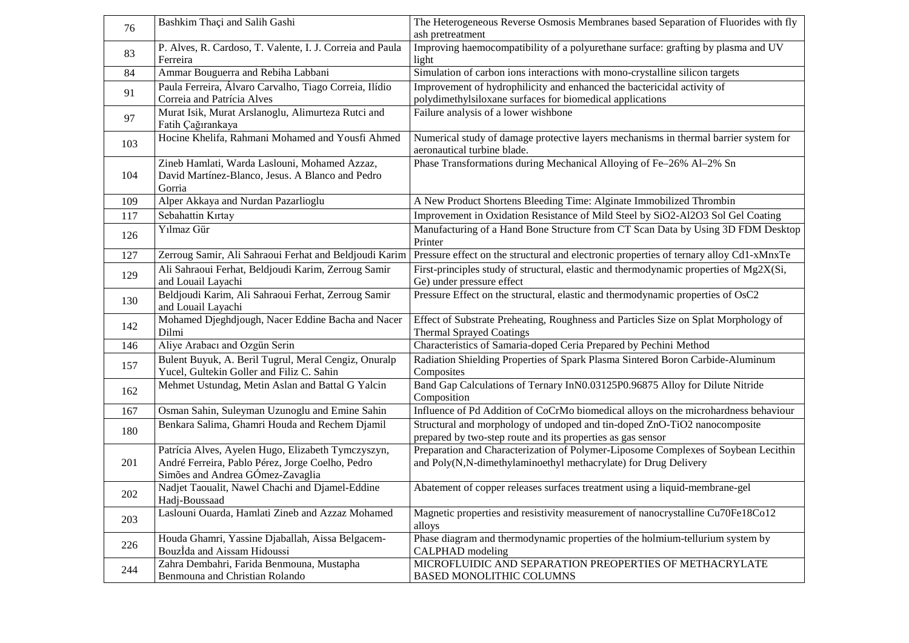| | | |
|---|---|---|
| 76 | Bashkim Thaçi and Salih Gashi | The Heterogeneous Reverse Osmosis Membranes based Separation of Fluorides with fly ash pretreatment |
| 83 | P. Alves, R. Cardoso, T. Valente, I. J. Correia and Paula Ferreira | Improving haemocompatibility of a polyurethane surface: grafting by plasma and UV light |
| 84 | Ammar Bouguerra and Rebiha Labbani | Simulation of carbon ions interactions with mono-crystalline silicon targets |
| 91 | Paula Ferreira, Álvaro Carvalho, Tiago Correia, Ilídio Correia and Patrícia Alves | Improvement of hydrophilicity and enhanced the bactericidal activity of polydimethylsiloxane surfaces for biomedical applications |
| 97 | Murat Isik, Murat Arslanoglu, Alimurteza Rutci and Fatih Çağırankaya | Failure analysis of a lower wishbone |
| 103 | Hocine Khelifa, Rahmani Mohamed and Yousfi Ahmed | Numerical study of damage protective layers mechanisms in thermal barrier system for aeronautical turbine blade. |
| 104 | Zineb Hamlati, Warda Laslouni, Mohamed Azzaz, David Martínez-Blanco, Jesus. A Blanco and Pedro Gorria | Phase Transformations during Mechanical Alloying of Fe–26% Al–2% Sn |
| 109 | Alper Akkaya and Nurdan Pazarlioglu | A New Product Shortens Bleeding Time: Alginate Immobilized Thrombin |
| 117 | Sebahattin Kırtay | Improvement in Oxidation Resistance of Mild Steel by $SiO_2$-$Al_2O_3$ Sol Gel Coating |
| 126 | Yılmaz Gür | Manufacturing of a Hand Bone Structure from CT Scan Data by Using 3D FDM Desktop Printer |
| 127 | Zerroug Samir, Ali Sahraoui Ferhat and Beldjoudi Karim | Pressure effect on the structural and electronic properties of ternary alloy $Cd_{1-x}Mn_xTe$ |
| 129 | Ali Sahraoui Ferhat, Beldjoudi Karim, Zerroug Samir and Louail Layachi | First-principles study of structural, elastic and thermodynamic properties of $Mg_2X$(Si, Ge) under pressure effect |
| 130 | Beldjoudi Karim, Ali Sahraoui Ferhat, Zerroug Samir and Louail Layachi | Pressure Effect on the structural, elastic and thermodynamic properties of $OsC_2$ |
| 142 | Mohamed Djeghdjough, Nacer Eddine Bacha and Nacer Dilmi | Effect of Substrate Preheating, Roughness and Particles Size on Splat Morphology of Thermal Sprayed Coatings |
| 146 | Aliye Arabacı and Ozgün Serin | Characteristics of Samaria-doped Ceria Prepared by Pechini Method |
| 157 | Bulent Buyuk, A. Beril Tugrul, Meral Cengiz, Onuralp Yucel, Gultekin Goller and Filiz C. Sahin | Radiation Shielding Properties of Spark Plasma Sintered Boron Carbide-Aluminum Composites |
| 162 | Mehmet Ustundag, Metin Aslan and Battal G Yalcin | Band Gap Calculations of Ternary $InN_{0.03125}P_{0.96875}$ Alloy for Dilute Nitride Composition |
| 167 | Osman Sahin, Suleyman Uzunoglu and Emine Sahin | Influence of Pd Addition of CoCrMo biomedical alloys on the microhardness behaviour |
| 180 | Benkara Salima, Ghamri Houda and Rechem Djamil | Structural and morphology of undoped and tin-doped ZnO-$TiO_2$ nanocomposite prepared by two-step route and its properties as gas sensor |
| 201 | Patrícia Alves, Ayelen Hugo, Elizabeth Tymczyszyn, André Ferreira, Pablo Pérez, Jorge Coelho, Pedro Simões and Andrea GÓmez-Zavaglia | Preparation and Characterization of Polymer-Liposome Complexes of Soybean Lecithin and Poly(N,N-dimethylaminoethyl methacrylate) for Drug Delivery |
| 202 | Nadjet Taoualit, Nawel Chachi and Djamel-Eddine Hadj-Boussaad | Abatement of copper releases surfaces treatment using a liquid-membrane-gel |
| 203 | Laslouni Ouarda, Hamlati Zineb and Azzaz Mohamed | Magnetic properties and resistivity measurement of nanocrystalline $Cu_{70}Fe_{18}Co_{12}$ alloys |
| 226 | Houda Ghamri, Yassine Djaballah, Aissa Belgacem-Bouzİda and Aissam Hidoussi | Phase diagram and thermodynamic properties of the holmium-tellurium system by CALPHAD modeling |
| 244 | Zahra Dembahri, Farida Benmouna, Mustapha Benmouna and Christian Rolando | MICROFLUIDIC AND SEPARATION PREOPERTIES OF METHACRYLATE BASED MONOLITHIC COLUMNS |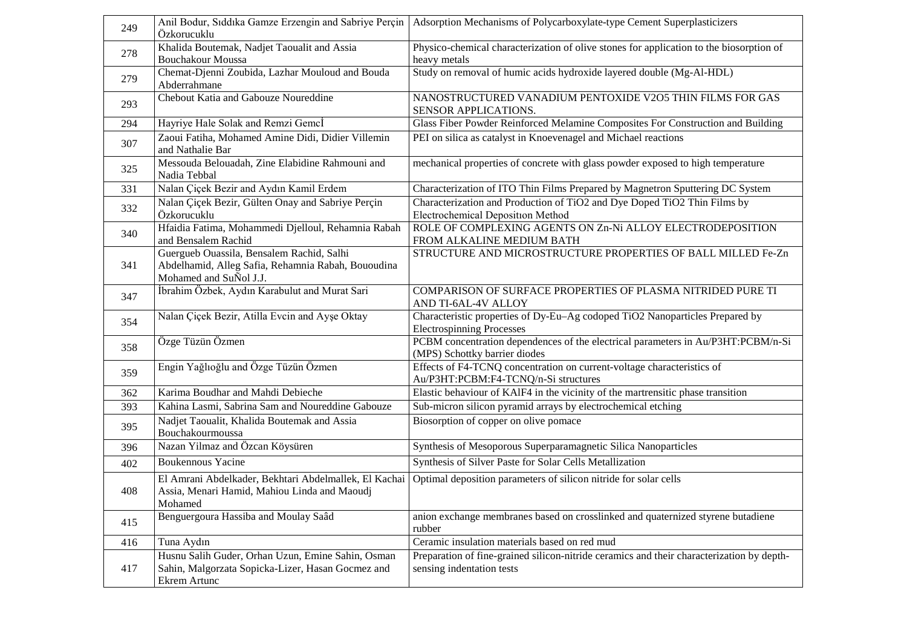| | | |
|---|---|---|
| 249 | Anil Bodur, Sıddıka Gamze Erzengin and Sabriye Perçin Özkorucuklu | Adsorption Mechanisms of Polycarboxylate-type Cement Superplasticizers |
| 278 | Khalida Boutemak, Nadjet Taoualit and Assia Bouchakour Moussa | Physico-chemical characterization of olive stones for application to the biosorption of heavy metals |
| 279 | Chemat-Djenni Zoubida, Lazhar Mouloud and Bouda Abderrahmane | Study on removal of humic acids hydroxide layered double (Mg-Al-HDL) |
| 293 | Chebout Katia and Gabouze Noureddine | NANOSTRUCTURED VANADIUM PENTOXIDE V2O5 THIN FILMS FOR GAS SENSOR APPLICATIONS. |
| 294 | Hayriye Hale Solak and Remzi Gemcİ | Glass Fiber Powder Reinforced Melamine Composites For Construction and Building |
| 307 | Zaoui Fatiha, Mohamed Amine Didi, Didier Villemin and Nathalie Bar | PEI on silica as catalyst in Knoevenagel and Michael reactions |
| 325 | Messouda Belouadah, Zine Elabidine Rahmouni and Nadia Tebbal | mechanical properties of concrete with glass powder exposed to high temperature |
| 331 | Nalan Çiçek Bezir and Aydın Kamil Erdem | Characterization of ITO Thin Films Prepared by Magnetron Sputtering DC System |
| 332 | Nalan Çiçek Bezir, Gülten Onay and Sabriye Perçin Özkorucuklu | Characterization and Production of TiO2 and Dye Doped TiO2 Thin Films by Electrochemical Depositıon Method |
| 340 | Hfaidia Fatima, Mohammedi Djelloul, Rehamnia Rabah and Bensalem Rachid | ROLE OF COMPLEXING AGENTS ON Zn-Ni ALLOY ELECTRODEPOSITION FROM ALKALINE MEDIUM BATH |
| 341 | Guergueb Ouassila, Bensalem Rachid, Salhi Abdelhamid, Alleg Safia, Rehamnia Rabah, Bououdina Mohamed and SuÑol J.J. | STRUCTURE AND MICROSTRUCTURE PROPERTIES OF BALL MILLED Fe-Zn |
| 347 | İbrahim Özbek, Aydın Karabulut and Murat Sari | COMPARISON OF SURFACE PROPERTIES OF PLASMA NITRIDED PURE TI AND TI-6AL-4V ALLOY |
| 354 | Nalan Çiçek Bezir, Atilla Evcin and Ayşe Oktay | Characteristic properties of Dy-Eu–Ag codoped TiO2 Nanoparticles Prepared by Electrospinning Processes |
| 358 | Özge Tüzün Özmen | PCBM concentration dependences of the electrical parameters in Au/P3HT:PCBM/n-Si (MPS) Schottky barrier diodes |
| 359 | Engin Yağlıoğlu and Özge Tüzün Özmen | Effects of F4-TCNQ concentration on current-voltage characteristics of Au/P3HT:PCBM:F4-TCNQ/n-Si structures |
| 362 | Karima Boudhar and Mahdi Debieche | Elastic behaviour of KAlF4 in the vicinity of the martrensitic phase transition |
| 393 | Kahina Lasmi, Sabrina Sam and Noureddine Gabouze | Sub-micron silicon pyramid arrays by electrochemical etching |
| 395 | Nadjet Taoualit, Khalida Boutemak and Assia Bouchakourmoussa | Biosorption of copper on olive pomace |
| 396 | Nazan Yilmaz and Özcan Köysüren | Synthesis of Mesoporous Superparamagnetic Silica Nanoparticles |
| 402 | Boukennous Yacine | Synthesis of Silver Paste for Solar Cells Metallization |
| 408 | El Amrani Abdelkader, Bekhtari Abdelmallek, El Kachai Assia, Menari Hamid, Mahiou Linda and Maoudj Mohamed | Optimal deposition parameters of silicon nitride for solar cells |
| 415 | Benguergoura Hassiba and Moulay Saâd | anion exchange membranes based on crosslinked and quaternized styrene butadiene rubber |
| 416 | Tuna Aydın | Ceramic insulation materials based on red mud |
| 417 | Husnu Salih Guder, Orhan Uzun, Emine Sahin, Osman Sahin, Malgorzata Sopicka-Lizer, Hasan Gocmez and Ekrem Artunc | Preparation of fine-grained silicon-nitride ceramics and their characterization by depth-sensing indentation tests |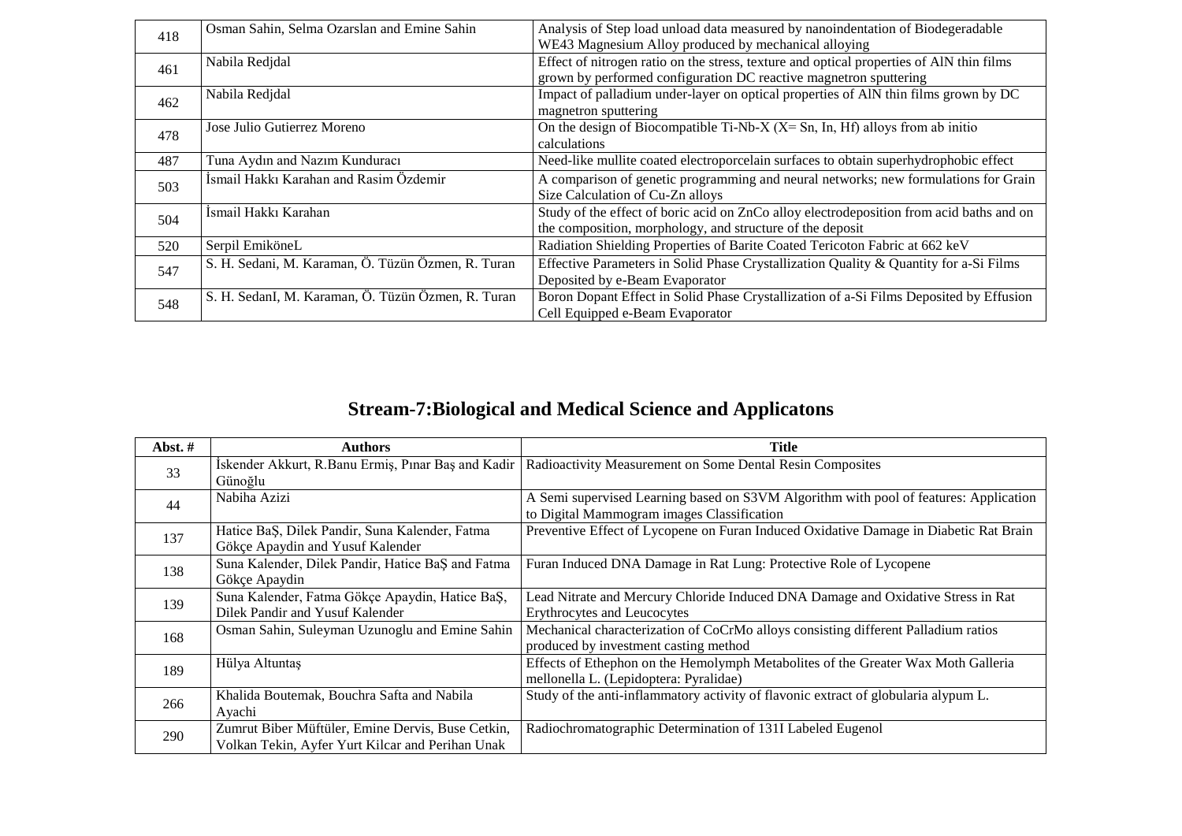| | | |
|---|---|---|
| 418 | Osman Sahin, Selma Ozarslan and Emine Sahin | Analysis of Step load unload data measured by nanoindentation of Biodegeradable WE43 Magnesium Alloy produced by mechanical alloying |
| 461 | Nabila Redjdal | Effect of nitrogen ratio on the stress, texture and optical properties of AlN thin films grown by performed configuration DC reactive magnetron sputtering |
| 462 | Nabila Redjdal | Impact of palladium under-layer on optical properties of AlN thin films grown by DC magnetron sputtering |
| 478 | Jose Julio Gutierrez Moreno | On the design of Biocompatible Ti-Nb-X (X= Sn, In, Hf) alloys from ab initio calculations |
| 487 | Tuna Aydın and Nazım Kunduracı | Need-like mullite coated electroporcelain surfaces to obtain superhydrophobic effect |
| 503 | İsmail Hakkı Karahan and Rasim Özdemir | A comparison of genetic programming and neural networks; new formulations for Grain Size Calculation of Cu-Zn alloys |
| 504 | İsmail Hakkı Karahan | Study of the effect of boric acid on ZnCo alloy electrodeposition from acid baths and on the composition, morphology, and structure of the deposit |
| 520 | Serpil EmiköneL | Radiation Shielding Properties of Barite Coated Tericoton Fabric at 662 keV |
| 547 | S. H. Sedani, M. Karaman, Ö. Tüzün Özmen, R. Turan | Effective Parameters in Solid Phase Crystallization Quality & Quantity for a-Si Films Deposited by e-Beam Evaporator |
| 548 | S. H. SedanI, M. Karaman, Ö. Tüzün Özmen, R. Turan | Boron Dopant Effect in Solid Phase Crystallization of a-Si Films Deposited by Effusion Cell Equipped e-Beam Evaporator |

## Stream-7:Biological and Medical Science and Applicatons

| Abst. # | Authors | Title |
|---|---|---|
| 33 | İskender Akkurt, R.Banu Ermiş, Pınar Baş and Kadir Günoğlu | Radioactivity Measurement on Some Dental Resin Composites |
| 44 | Nabiha Azizi | A Semi supervised Learning based on S3VM Algorithm with pool of features: Application to Digital Mammogram images Classification |
| 137 | Hatice BaŞ, Dilek Pandir, Suna Kalender, Fatma Gökçe Apaydin and Yusuf Kalender | Preventive Effect of Lycopene on Furan Induced Oxidative Damage in Diabetic Rat Brain |
| 138 | Suna Kalender, Dilek Pandir, Hatice BaŞ and Fatma Gökçe Apaydin | Furan Induced DNA Damage in Rat Lung: Protective Role of Lycopene |
| 139 | Suna Kalender, Fatma Gökçe Apaydin, Hatice BaŞ, Dilek Pandir and Yusuf Kalender | Lead Nitrate and Mercury Chloride Induced DNA Damage and Oxidative Stress in Rat Erythrocytes and Leucocytes |
| 168 | Osman Sahin, Suleyman Uzunoglu and Emine Sahin | Mechanical characterization of CoCrMo alloys consisting different Palladium ratios produced by investment casting method |
| 189 | Hülya Altuntaş | Effects of Ethephon on the Hemolymph Metabolites of the Greater Wax Moth Galleria mellonella L. (Lepidoptera: Pyralidae) |
| 266 | Khalida Boutemak, Bouchra Safta and Nabila Ayachi | Study of the anti-inflammatory activity of flavonic extract of globularia alypum L. |
| 290 | Zumrut Biber Müftüler, Emine Dervis, Buse Cetkin, Volkan Tekin, Ayfer Yurt Kilcar and Perihan Unak | Radiochromatographic Determination of 131I Labeled Eugenol |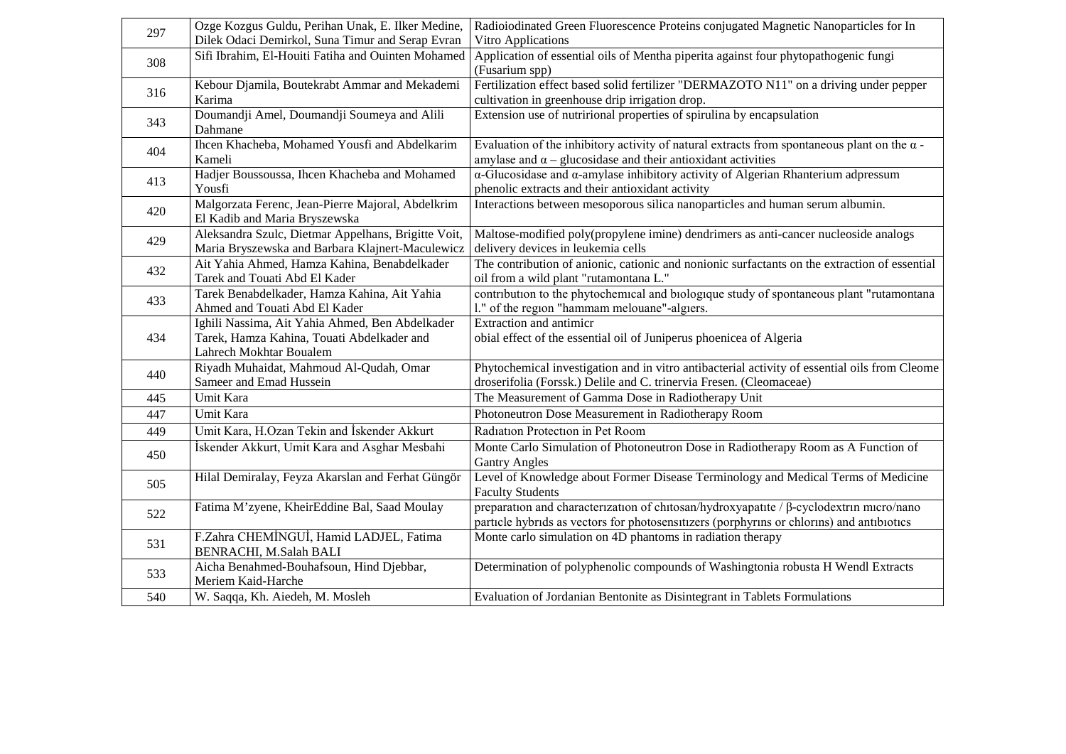| | | |
|---|---|---|
| 297 | Ozge Kozgus Guldu, Perihan Unak, E. Ilker Medine, Dilek Odaci Demirkol, Suna Timur and Serap Evran | Radioiodinated Green Fluorescence Proteins conjugated Magnetic Nanoparticles for In Vitro Applications |
| 308 | Sifi Ibrahim, El-Houiti Fatiha and Ouinten Mohamed | Application of essential oils of Mentha piperita against four phytopathogenic fungi (Fusarium spp) |
| 316 | Kebour Djamila, Boutekrabt Ammar and Mekademi Karima | Fertilization effect based solid fertilizer "DERMAZOTO N11" on a driving under pepper cultivation in greenhouse drip irrigation drop. |
| 343 | Doumandji Amel, Doumandji Soumeya and Alili Dahmane | Extension use of nutrirional properties of spirulina by encapsulation |
| 404 | Ihcen Khacheba, Mohamed Yousfi and Abdelkarim Kameli | Evaluation of the inhibitory activity of natural extracts from spontaneous plant on the α -amylase and α – glucosidase and their antioxidant activities |
| 413 | Hadjer Boussoussa, Ihcen Khacheba and Mohamed Yousfi | α-Glucosidase and α-amylase inhibitory activity of Algerian Rhanterium adpressum phenolic extracts and their antioxidant activity |
| 420 | Malgorzata Ferenc, Jean-Pierre Majoral, Abdelkrim El Kadib and Maria Bryszewska | Interactions between mesoporous silica nanoparticles and human serum albumin. |
| 429 | Aleksandra Szulc, Dietmar Appelhans, Brigitte Voit, Maria Bryszewska and Barbara Klajnert-Maculewicz | Maltose-modified poly(propylene imine) dendrimers as anti-cancer nucleoside analogs delivery devices in leukemia cells |
| 432 | Ait Yahia Ahmed, Hamza Kahina, Benabdelkader Tarek and Touati Abd El Kader | The contribution of anionic, cationic and nonionic surfactants on the extraction of essential oil from a wild plant "rutamontana L." |
| 433 | Tarek Benabdelkader, Hamza Kahina, Ait Yahia Ahmed and Touati Abd El Kader | contrıbutıon to the phytochemıcal and bıologıque study of spontaneous plant "rutamontana l." of the regıon "hammam melouane"-algıers. |
| 434 | Ighili Nassima, Ait Yahia Ahmed, Ben Abdelkader Tarek, Hamza Kahina, Touati Abdelkader and Lahrech Mokhtar Boualem | Extraction and antimicr<br>obial effect of the essential oil of Juniperus phoenicea of Algeria |
| 440 | Riyadh Muhaidat, Mahmoud Al-Qudah, Omar Sameer and Emad Hussein | Phytochemical investigation and in vitro antibacterial activity of essential oils from Cleome droserifolia (Forssk.) Delile and C. trinervia Fresen. (Cleomaceae) |
| 445 | Umit Kara | The Measurement of Gamma Dose in Radiotherapy Unit |
| 447 | Umit Kara | Photoneutron Dose Measurement in Radiotherapy Room |
| 449 | Umit Kara, H.Ozan Tekin and İskender Akkurt | Radıatıon Protectıon in Pet Room |
| 450 | İskender Akkurt, Umit Kara and Asghar Mesbahi | Monte Carlo Simulation of Photoneutron Dose in Radiotherapy Room as A Function of Gantry Angles |
| 505 | Hilal Demiralay, Feyza Akarslan and Ferhat Güngör | Level of Knowledge about Former Disease Terminology and Medical Terms of Medicine Faculty Students |
| 522 | Fatima M'zyene, KheirEddine Bal, Saad Moulay | preparatıon and characterızatıon of chıtosan/hydroxyapatıte / β-cyclodextrın mıcro/nano partıcle hybrıds as vectors for photosensıtızers (porphyrıns or chlorıns) and antıbıotıcs |
| 531 | F.Zahra CHEMİNGUİ, Hamid LADJEL, Fatima BENRACHI, M.Salah BALI | Monte carlo simulation on 4D phantoms in radiation therapy |
| 533 | Aicha Benahmed-Bouhafsoun, Hind Djebbar, Meriem Kaid-Harche | Determination of polyphenolic compounds of Washingtonia robusta H Wendl Extracts |
| 540 | W. Saqqa, Kh. Aiedeh, M. Mosleh | Evaluation of Jordanian Bentonite as Disintegrant in Tablets Formulations |